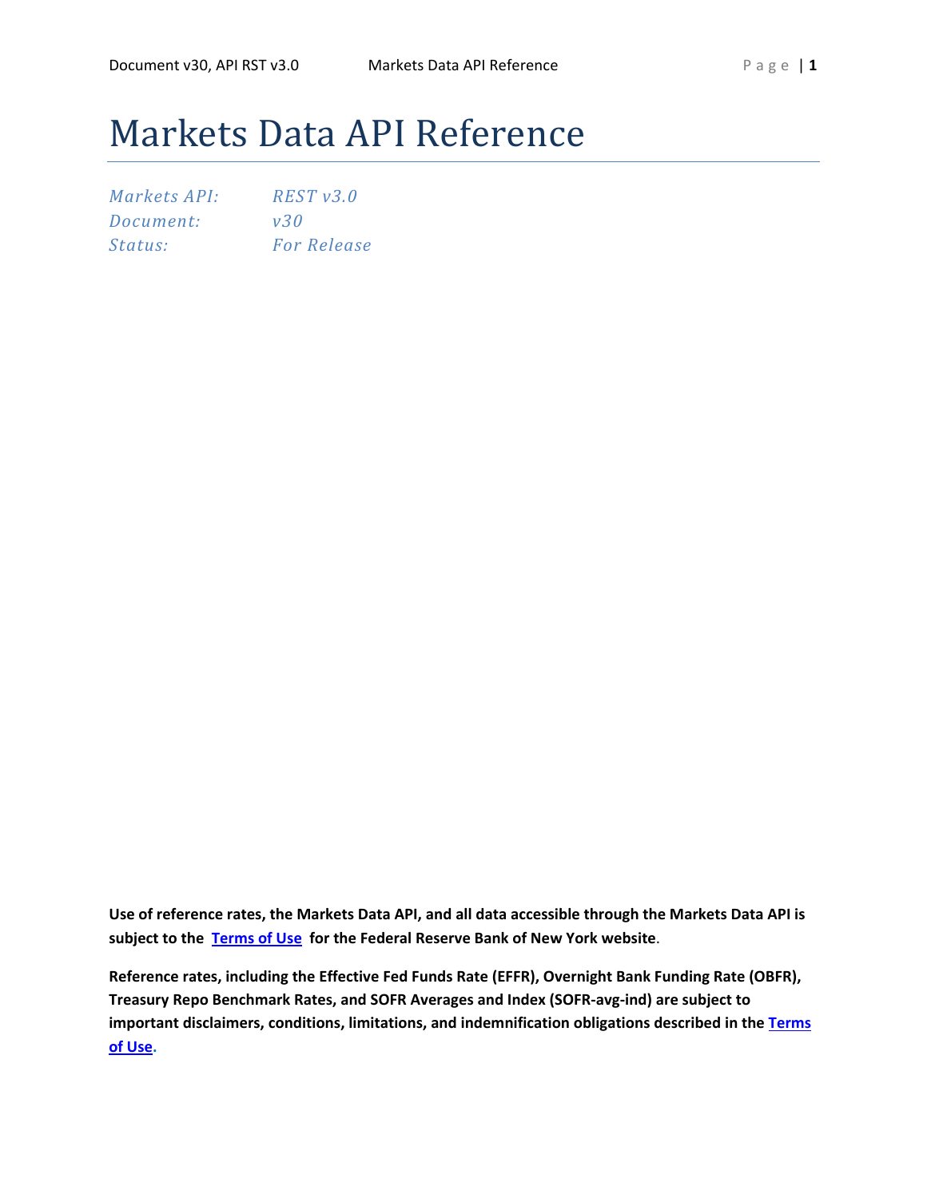# Markets Data API Reference

*Markets API:* *REST v3.0*
*Document:* *v30*
*Status:* *For Release*

**Use of reference rates, the Markets Data API, and all data accessible through the Markets Data API is subject to the Terms of Use for the Federal Reserve Bank of New York website.**

**Reference rates, including the Effective Fed Funds Rate (EFFR), Overnight Bank Funding Rate (OBFR), Treasury Repo Benchmark Rates, and SOFR Averages and Index (SOFR-avg-ind) are subject to important disclaimers, conditions, limitations, and indemnification obligations described in the Terms of Use.**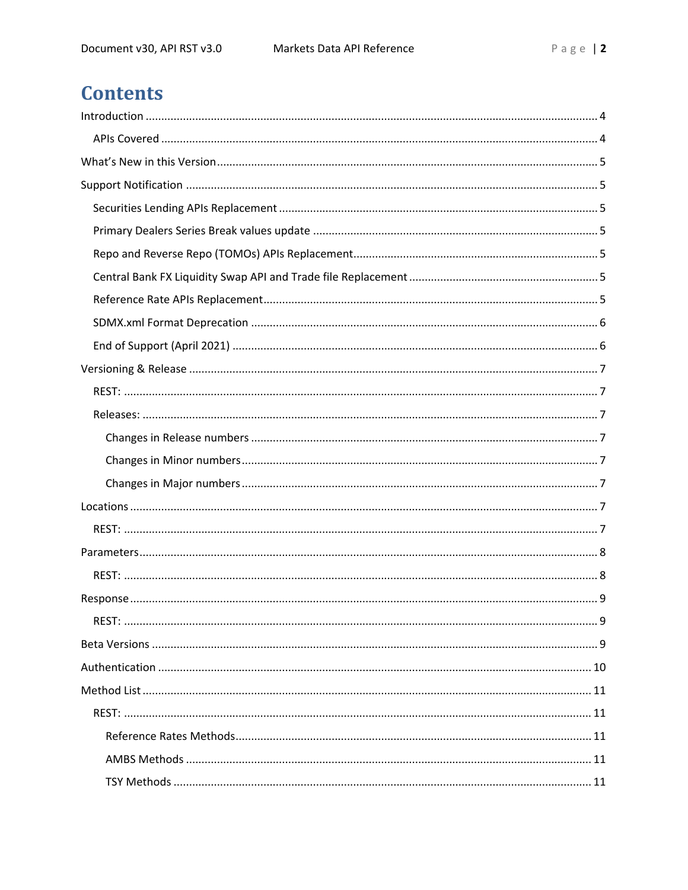# Contents

- Introduction ... 4
  - APIs Covered ... 4
- What's New in this Version ... 5
- Support Notification ... 5
  - Securities Lending APIs Replacement ... 5
  - Primary Dealers Series Break values update ... 5
  - Repo and Reverse Repo (TOMOs) APIs Replacement ... 5
  - Central Bank FX Liquidity Swap API and Trade file Replacement ... 5
  - Reference Rate APIs Replacement ... 5
  - SDMX.xml Format Deprecation ... 6
  - End of Support (April 2021) ... 6
- Versioning & Release ... 7
  - REST: ... 7
  - Releases: ... 7
    - Changes in Release numbers ... 7
    - Changes in Minor numbers ... 7
    - Changes in Major numbers ... 7
- Locations ... 7
  - REST: ... 7
- Parameters ... 8
  - REST: ... 8
- Response ... 9
  - REST: ... 9
- Beta Versions ... 9
- Authentication ... 10
- Method List ... 11
  - REST: ... 11
    - Reference Rates Methods ... 11
    - AMBS Methods ... 11
    - TSY Methods ... 11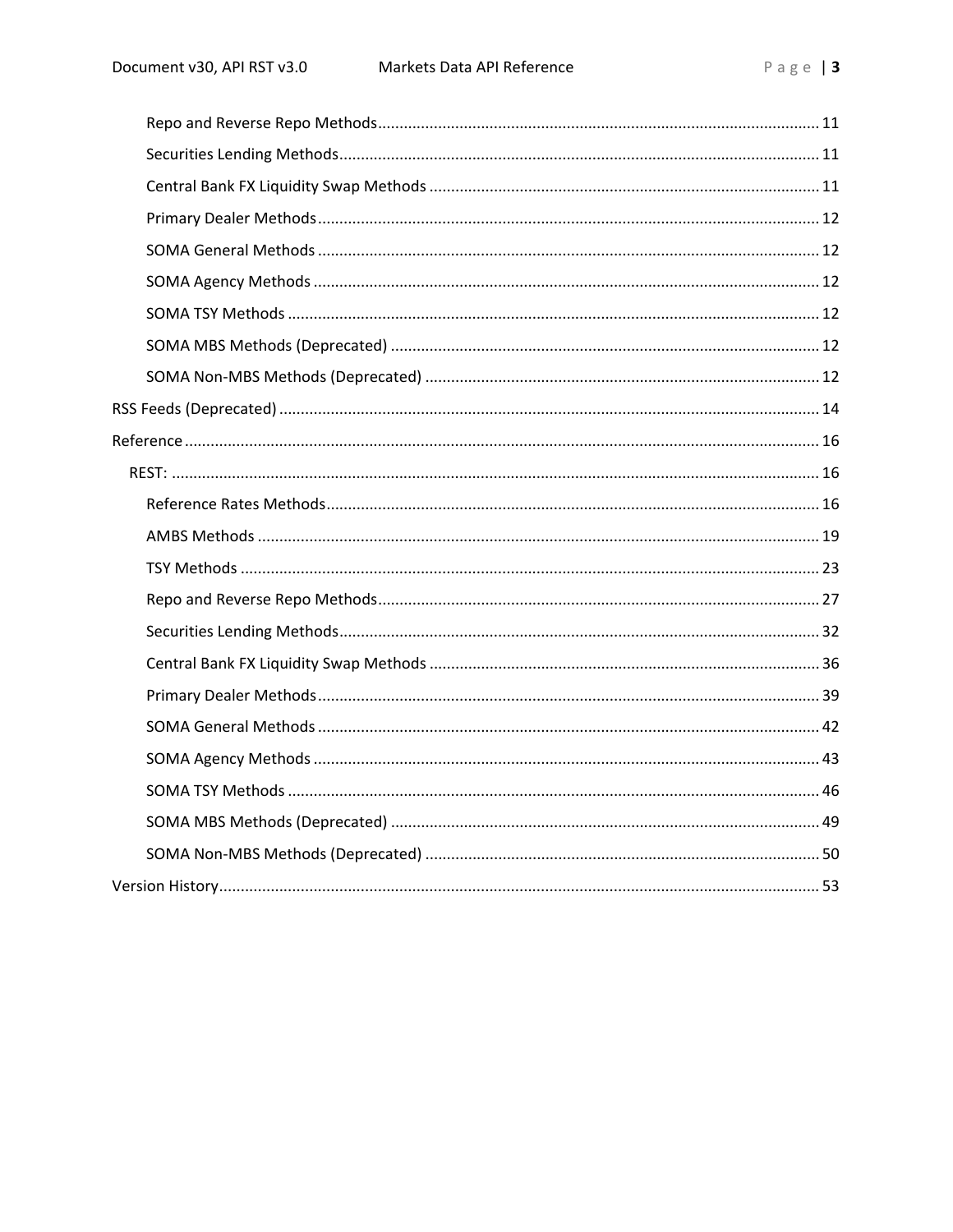- Repo and Reverse Repo Methods ........ 11
- Securities Lending Methods ........ 11
- Central Bank FX Liquidity Swap Methods ........ 11
- Primary Dealer Methods ........ 12
- SOMA General Methods ........ 12
- SOMA Agency Methods ........ 12
- SOMA TSY Methods ........ 12
- SOMA MBS Methods (Deprecated) ........ 12
- SOMA Non-MBS Methods (Deprecated) ........ 12

RSS Feeds (Deprecated) ........ 14

Reference ........ 16

- REST: ........ 16
  - Reference Rates Methods ........ 16
  - AMBS Methods ........ 19
  - TSY Methods ........ 23
  - Repo and Reverse Repo Methods ........ 27
  - Securities Lending Methods ........ 32
  - Central Bank FX Liquidity Swap Methods ........ 36
  - Primary Dealer Methods ........ 39
  - SOMA General Methods ........ 42
  - SOMA Agency Methods ........ 43
  - SOMA TSY Methods ........ 46
  - SOMA MBS Methods (Deprecated) ........ 49
  - SOMA Non-MBS Methods (Deprecated) ........ 50

Version History ........ 53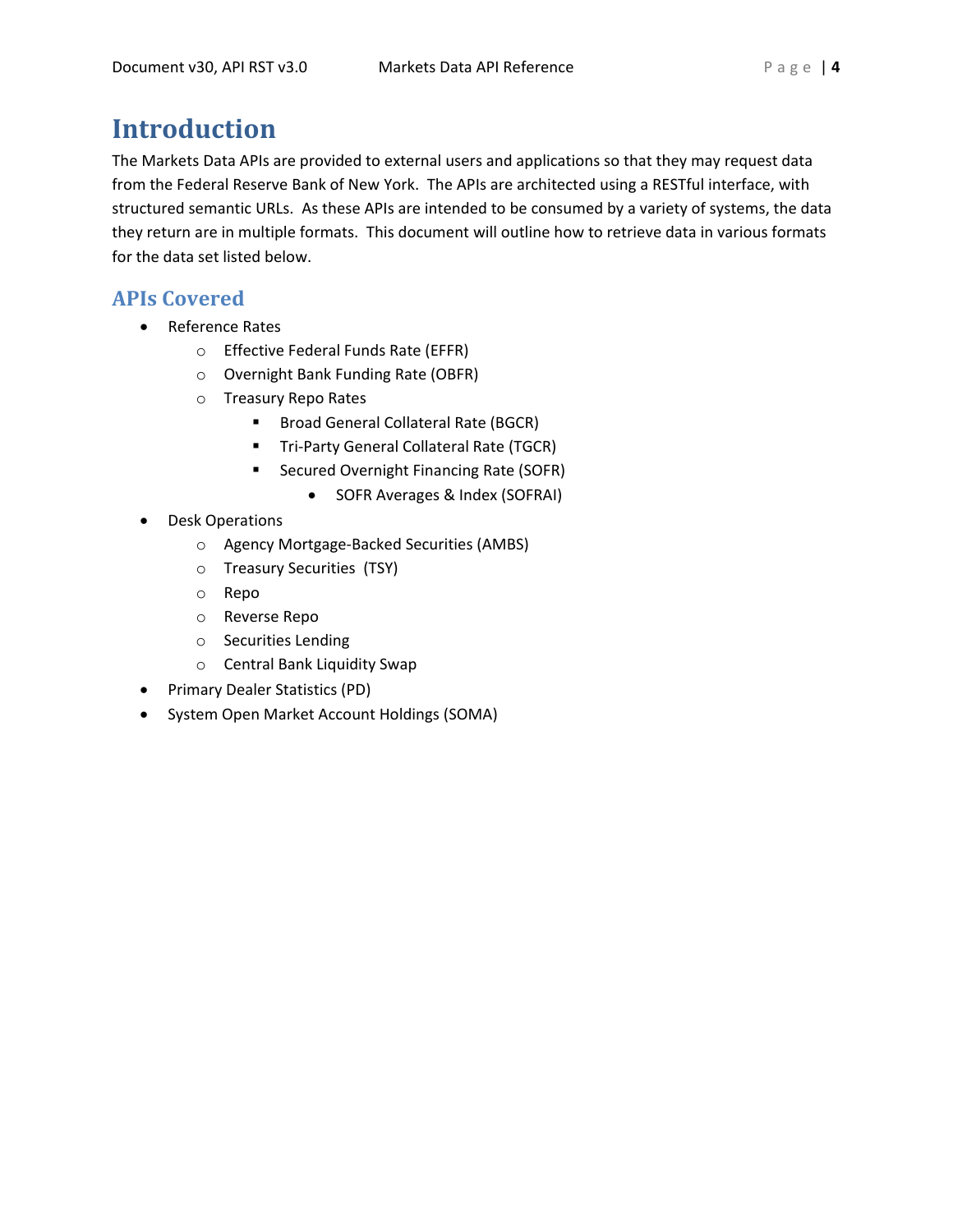# Introduction

The Markets Data APIs are provided to external users and applications so that they may request data from the Federal Reserve Bank of New York. The APIs are architected using a RESTful interface, with structured semantic URLs. As these APIs are intended to be consumed by a variety of systems, the data they return are in multiple formats. This document will outline how to retrieve data in various formats for the data set listed below.

## APIs Covered

- Reference Rates
  - Effective Federal Funds Rate (EFFR)
  - Overnight Bank Funding Rate (OBFR)
  - Treasury Repo Rates
    - Broad General Collateral Rate (BGCR)
    - Tri-Party General Collateral Rate (TGCR)
    - Secured Overnight Financing Rate (SOFR)
      - SOFR Averages & Index (SOFRAI)
- Desk Operations
  - Agency Mortgage-Backed Securities (AMBS)
  - Treasury Securities (TSY)
  - Repo
  - Reverse Repo
  - Securities Lending
  - Central Bank Liquidity Swap
- Primary Dealer Statistics (PD)
- System Open Market Account Holdings (SOMA)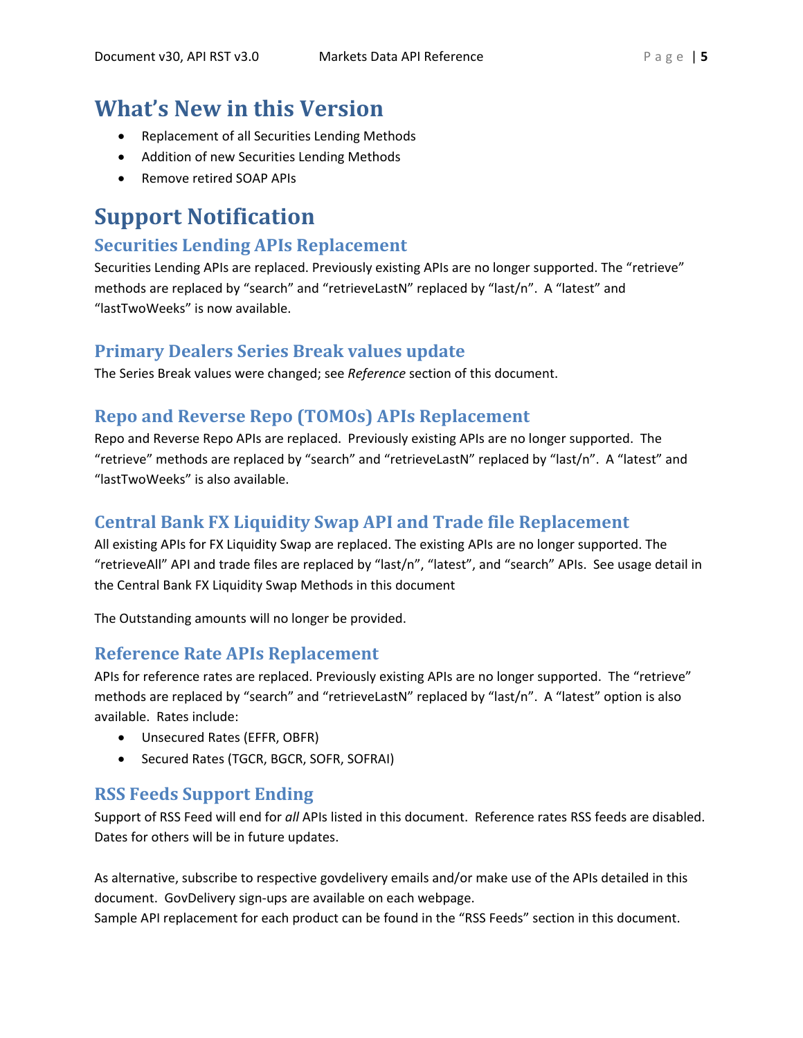# What's New in this Version

- Replacement of all Securities Lending Methods
- Addition of new Securities Lending Methods
- Remove retired SOAP APIs

# Support Notification

## Securities Lending APIs Replacement

Securities Lending APIs are replaced. Previously existing APIs are no longer supported. The "retrieve" methods are replaced by "search" and "retrieveLastN" replaced by "last/n". A "latest" and "lastTwoWeeks" is now available.

## Primary Dealers Series Break values update

The Series Break values were changed; see *Reference* section of this document.

## Repo and Reverse Repo (TOMOs) APIs Replacement

Repo and Reverse Repo APIs are replaced. Previously existing APIs are no longer supported. The "retrieve" methods are replaced by "search" and "retrieveLastN" replaced by "last/n". A "latest" and "lastTwoWeeks" is also available.

## Central Bank FX Liquidity Swap API and Trade file Replacement

All existing APIs for FX Liquidity Swap are replaced. The existing APIs are no longer supported. The "retrieveAll" API and trade files are replaced by "last/n", "latest", and "search" APIs. See usage detail in the Central Bank FX Liquidity Swap Methods in this document

The Outstanding amounts will no longer be provided.

## Reference Rate APIs Replacement

APIs for reference rates are replaced. Previously existing APIs are no longer supported. The "retrieve" methods are replaced by "search" and "retrieveLastN" replaced by "last/n". A "latest" option is also available. Rates include:

- Unsecured Rates (EFFR, OBFR)
- Secured Rates (TGCR, BGCR, SOFR, SOFRAI)

## RSS Feeds Support Ending

Support of RSS Feed will end for *all* APIs listed in this document. Reference rates RSS feeds are disabled. Dates for others will be in future updates.

As alternative, subscribe to respective govdelivery emails and/or make use of the APIs detailed in this document. GovDelivery sign-ups are available on each webpage.
Sample API replacement for each product can be found in the "RSS Feeds" section in this document.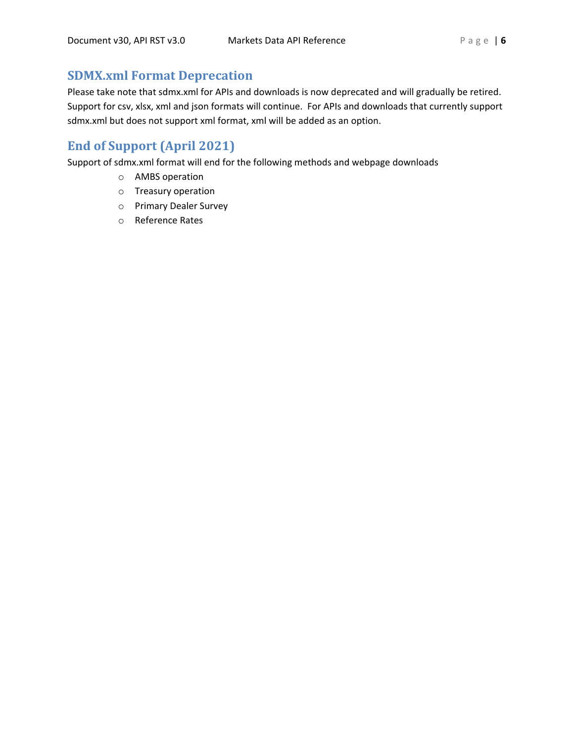## SDMX.xml Format Deprecation

Please take note that sdmx.xml for APIs and downloads is now deprecated and will gradually be retired. Support for csv, xlsx, xml and json formats will continue. For APIs and downloads that currently support sdmx.xml but does not support xml format, xml will be added as an option.

## End of Support (April 2021)

Support of sdmx.xml format will end for the following methods and webpage downloads

- AMBS operation
- Treasury operation
- Primary Dealer Survey
- Reference Rates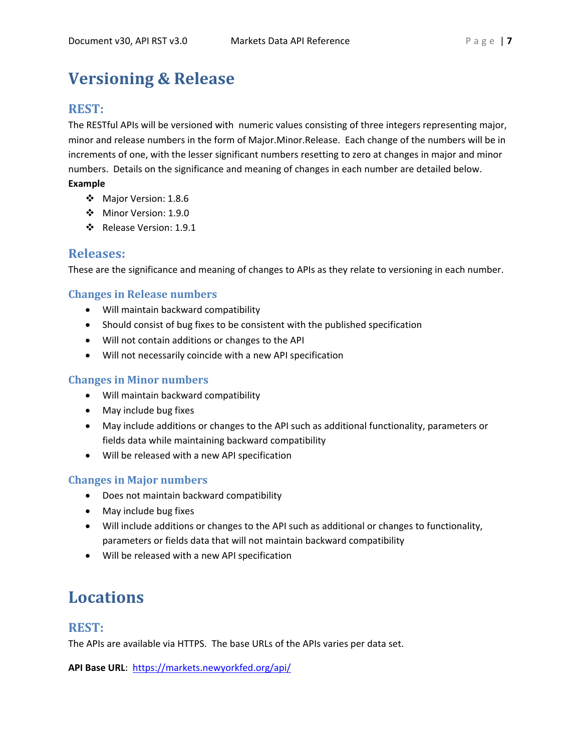# Versioning & Release

## REST:

The RESTful APIs will be versioned with numeric values consisting of three integers representing major, minor and release numbers in the form of Major.Minor.Release. Each change of the numbers will be in increments of one, with the lesser significant numbers resetting to zero at changes in major and minor numbers. Details on the significance and meaning of changes in each number are detailed below.

**Example**

- Major Version: 1.8.6
- Minor Version: 1.9.0
- Release Version: 1.9.1

## Releases:

These are the significance and meaning of changes to APIs as they relate to versioning in each number.

### Changes in Release numbers

- Will maintain backward compatibility
- Should consist of bug fixes to be consistent with the published specification
- Will not contain additions or changes to the API
- Will not necessarily coincide with a new API specification

### Changes in Minor numbers

- Will maintain backward compatibility
- May include bug fixes
- May include additions or changes to the API such as additional functionality, parameters or fields data while maintaining backward compatibility
- Will be released with a new API specification

### Changes in Major numbers

- Does not maintain backward compatibility
- May include bug fixes
- Will include additions or changes to the API such as additional or changes to functionality, parameters or fields data that will not maintain backward compatibility
- Will be released with a new API specification

# Locations

## REST:

The APIs are available via HTTPS. The base URLs of the APIs varies per data set.

**API Base URL**: https://markets.newyorkfed.org/api/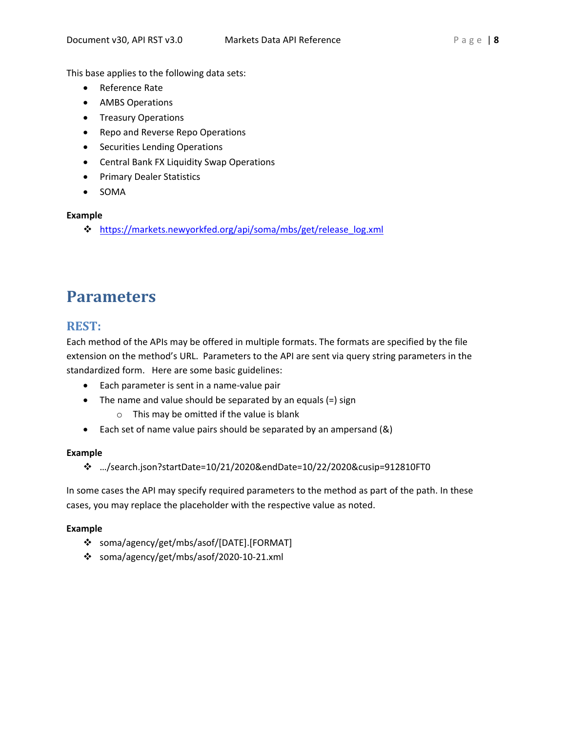This base applies to the following data sets:

- Reference Rate
- AMBS Operations
- Treasury Operations
- Repo and Reverse Repo Operations
- Securities Lending Operations
- Central Bank FX Liquidity Swap Operations
- Primary Dealer Statistics
- SOMA

**Example**

- https://markets.newyorkfed.org/api/soma/mbs/get/release_log.xml

# Parameters

## REST:

Each method of the APIs may be offered in multiple formats. The formats are specified by the file extension on the method's URL. Parameters to the API are sent via query string parameters in the standardized form. Here are some basic guidelines:

- Each parameter is sent in a name-value pair
- The name and value should be separated by an equals (=) sign
  - This may be omitted if the value is blank
- Each set of name value pairs should be separated by an ampersand (&)

**Example**

- …/search.json?startDate=10/21/2020&endDate=10/22/2020&cusip=912810FT0

In some cases the API may specify required parameters to the method as part of the path. In these cases, you may replace the placeholder with the respective value as noted.

**Example**

- soma/agency/get/mbs/asof/[DATE].[FORMAT]
- soma/agency/get/mbs/asof/2020-10-21.xml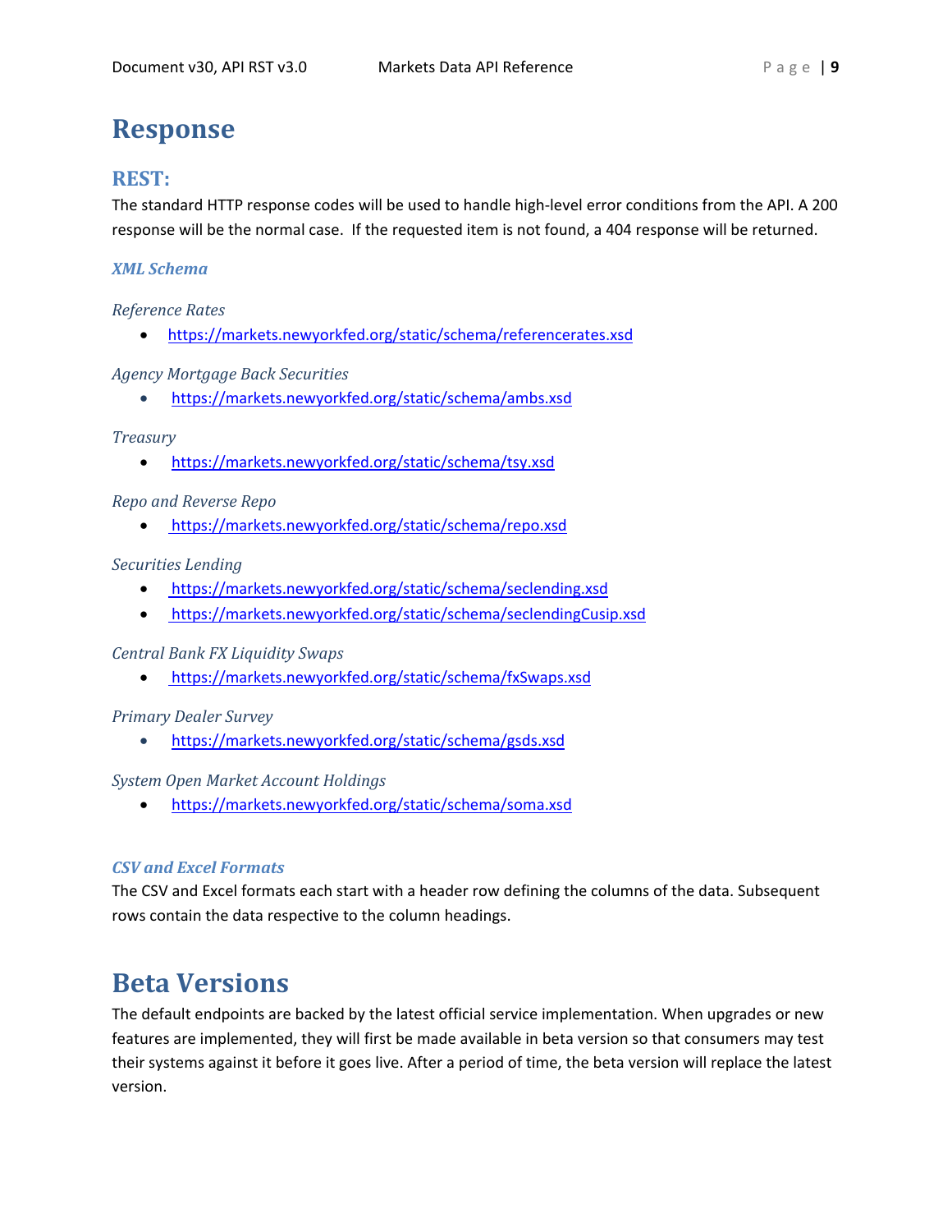# Response

## REST:

The standard HTTP response codes will be used to handle high-level error conditions from the API. A 200 response will be the normal case. If the requested item is not found, a 404 response will be returned.

### *XML Schema*

*Reference Rates*

- https://markets.newyorkfed.org/static/schema/referencerates.xsd

*Agency Mortgage Back Securities*

- https://markets.newyorkfed.org/static/schema/ambs.xsd

*Treasury*

- https://markets.newyorkfed.org/static/schema/tsy.xsd

*Repo and Reverse Repo*

- https://markets.newyorkfed.org/static/schema/repo.xsd

*Securities Lending*

- https://markets.newyorkfed.org/static/schema/seclending.xsd
- https://markets.newyorkfed.org/static/schema/seclendingCusip.xsd

*Central Bank FX Liquidity Swaps*

- https://markets.newyorkfed.org/static/schema/fxSwaps.xsd

*Primary Dealer Survey*

- https://markets.newyorkfed.org/static/schema/gsds.xsd

*System Open Market Account Holdings*

- https://markets.newyorkfed.org/static/schema/soma.xsd

### *CSV and Excel Formats*

The CSV and Excel formats each start with a header row defining the columns of the data. Subsequent rows contain the data respective to the column headings.

# Beta Versions

The default endpoints are backed by the latest official service implementation. When upgrades or new features are implemented, they will first be made available in beta version so that consumers may test their systems against it before it goes live. After a period of time, the beta version will replace the latest version.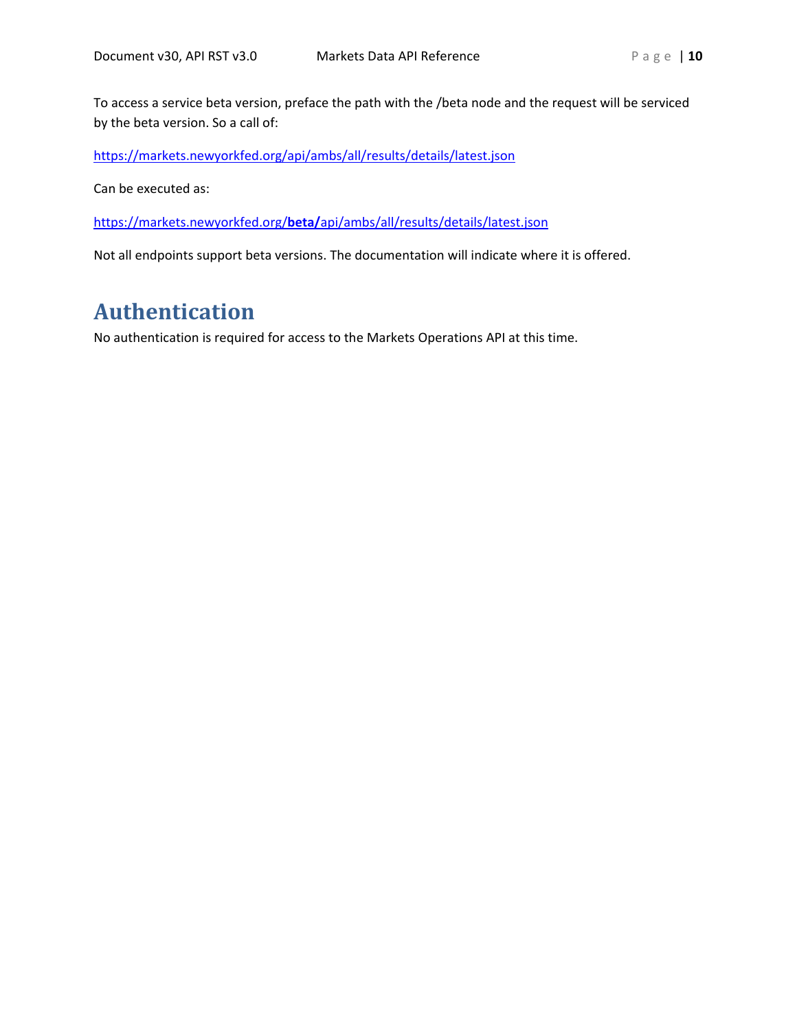To access a service beta version, preface the path with the /beta node and the request will be serviced by the beta version. So a call of:

https://markets.newyorkfed.org/api/ambs/all/results/details/latest.json

Can be executed as:

https://markets.newyorkfed.org/**beta/**api/ambs/all/results/details/latest.json

Not all endpoints support beta versions. The documentation will indicate where it is offered.

# Authentication

No authentication is required for access to the Markets Operations API at this time.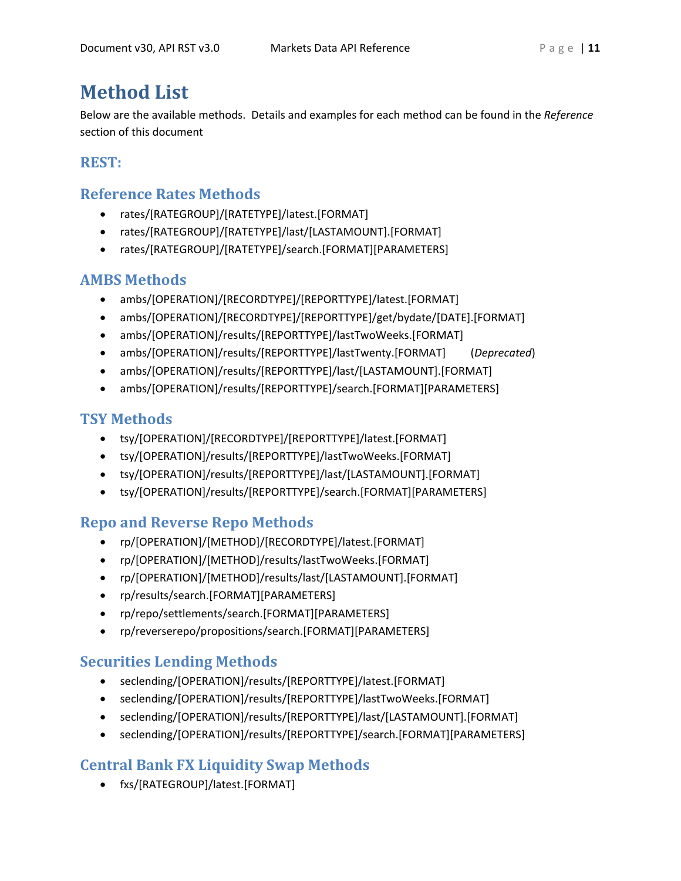# Method List

Below are the available methods. Details and examples for each method can be found in the *Reference* section of this document

## REST:

## Reference Rates Methods

- rates/[RATEGROUP]/[RATETYPE]/latest.[FORMAT]
- rates/[RATEGROUP]/[RATETYPE]/last/[LASTAMOUNT].[FORMAT]
- rates/[RATEGROUP]/[RATETYPE]/search.[FORMAT][PARAMETERS]

## AMBS Methods

- ambs/[OPERATION]/[RECORDTYPE]/[REPORTTYPE]/latest.[FORMAT]
- ambs/[OPERATION]/[RECORDTYPE]/[REPORTTYPE]/get/bydate/[DATE].[FORMAT]
- ambs/[OPERATION]/results/[REPORTTYPE]/lastTwoWeeks.[FORMAT]
- ambs/[OPERATION]/results/[REPORTTYPE]/lastTwenty.[FORMAT] (*Deprecated*)
- ambs/[OPERATION]/results/[REPORTTYPE]/last/[LASTAMOUNT].[FORMAT]
- ambs/[OPERATION]/results/[REPORTTYPE]/search.[FORMAT][PARAMETERS]

## TSY Methods

- tsy/[OPERATION]/[RECORDTYPE]/[REPORTTYPE]/latest.[FORMAT]
- tsy/[OPERATION]/results/[REPORTTYPE]/lastTwoWeeks.[FORMAT]
- tsy/[OPERATION]/results/[REPORTTYPE]/last/[LASTAMOUNT].[FORMAT]
- tsy/[OPERATION]/results/[REPORTTYPE]/search.[FORMAT][PARAMETERS]

## Repo and Reverse Repo Methods

- rp/[OPERATION]/[METHOD]/[RECORDTYPE]/latest.[FORMAT]
- rp/[OPERATION]/[METHOD]/results/lastTwoWeeks.[FORMAT]
- rp/[OPERATION]/[METHOD]/results/last/[LASTAMOUNT].[FORMAT]
- rp/results/search.[FORMAT][PARAMETERS]
- rp/repo/settlements/search.[FORMAT][PARAMETERS]
- rp/reverserepo/propositions/search.[FORMAT][PARAMETERS]

## Securities Lending Methods

- seclending/[OPERATION]/results/[REPORTTYPE]/latest.[FORMAT]
- seclending/[OPERATION]/results/[REPORTTYPE]/lastTwoWeeks.[FORMAT]
- seclending/[OPERATION]/results/[REPORTTYPE]/last/[LASTAMOUNT].[FORMAT]
- seclending/[OPERATION]/results/[REPORTTYPE]/search.[FORMAT][PARAMETERS]

## Central Bank FX Liquidity Swap Methods

- fxs/[RATEGROUP]/latest.[FORMAT]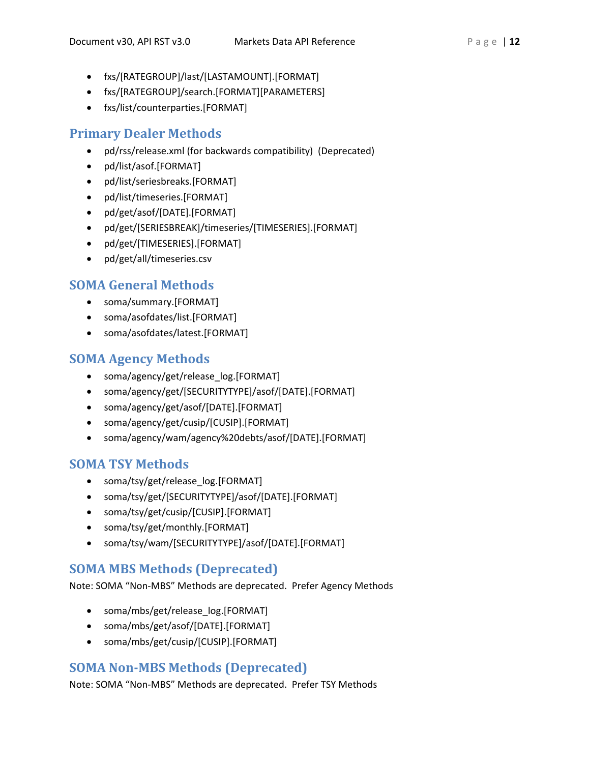- fxs/[RATEGROUP]/last/[LASTAMOUNT].[FORMAT]
- fxs/[RATEGROUP]/search.[FORMAT][PARAMETERS]
- fxs/list/counterparties.[FORMAT]

## Primary Dealer Methods

- pd/rss/release.xml (for backwards compatibility)  (Deprecated)
- pd/list/asof.[FORMAT]
- pd/list/seriesbreaks.[FORMAT]
- pd/list/timeseries.[FORMAT]
- pd/get/asof/[DATE].[FORMAT]
- pd/get/[SERIESBREAK]/timeseries/[TIMESERIES].[FORMAT]
- pd/get/[TIMESERIES].[FORMAT]
- pd/get/all/timeseries.csv

## SOMA General Methods

- soma/summary.[FORMAT]
- soma/asofdates/list.[FORMAT]
- soma/asofdates/latest.[FORMAT]

## SOMA Agency Methods

- soma/agency/get/release_log.[FORMAT]
- soma/agency/get/[SECURITYTYPE]/asof/[DATE].[FORMAT]
- soma/agency/get/asof/[DATE].[FORMAT]
- soma/agency/get/cusip/[CUSIP].[FORMAT]
- soma/agency/wam/agency%20debts/asof/[DATE].[FORMAT]

## SOMA TSY Methods

- soma/tsy/get/release_log.[FORMAT]
- soma/tsy/get/[SECURITYTYPE]/asof/[DATE].[FORMAT]
- soma/tsy/get/cusip/[CUSIP].[FORMAT]
- soma/tsy/get/monthly.[FORMAT]
- soma/tsy/wam/[SECURITYTYPE]/asof/[DATE].[FORMAT]

## SOMA MBS Methods (Deprecated)

Note: SOMA “Non-MBS” Methods are deprecated.  Prefer Agency Methods

- soma/mbs/get/release_log.[FORMAT]
- soma/mbs/get/asof/[DATE].[FORMAT]
- soma/mbs/get/cusip/[CUSIP].[FORMAT]

## SOMA Non-MBS Methods (Deprecated)

Note: SOMA “Non-MBS” Methods are deprecated.  Prefer TSY Methods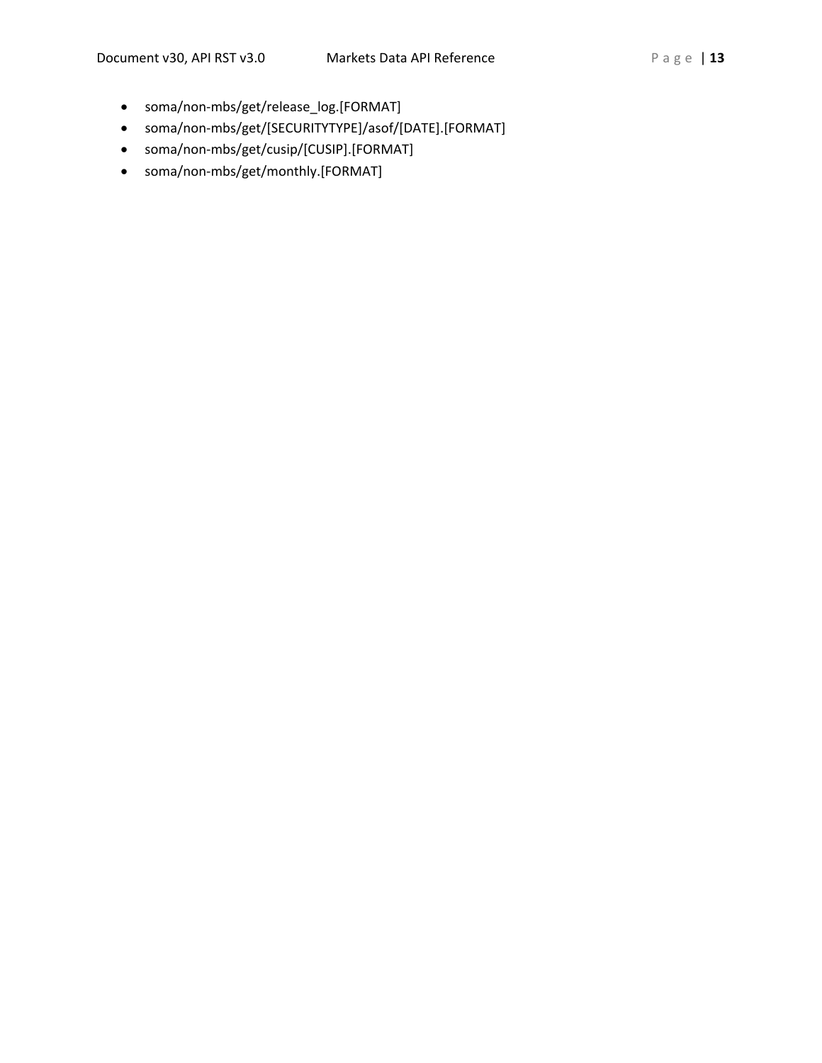- soma/non-mbs/get/release_log.[FORMAT]
- soma/non-mbs/get/[SECURITYTYPE]/asof/[DATE].[FORMAT]
- soma/non-mbs/get/cusip/[CUSIP].[FORMAT]
- soma/non-mbs/get/monthly.[FORMAT]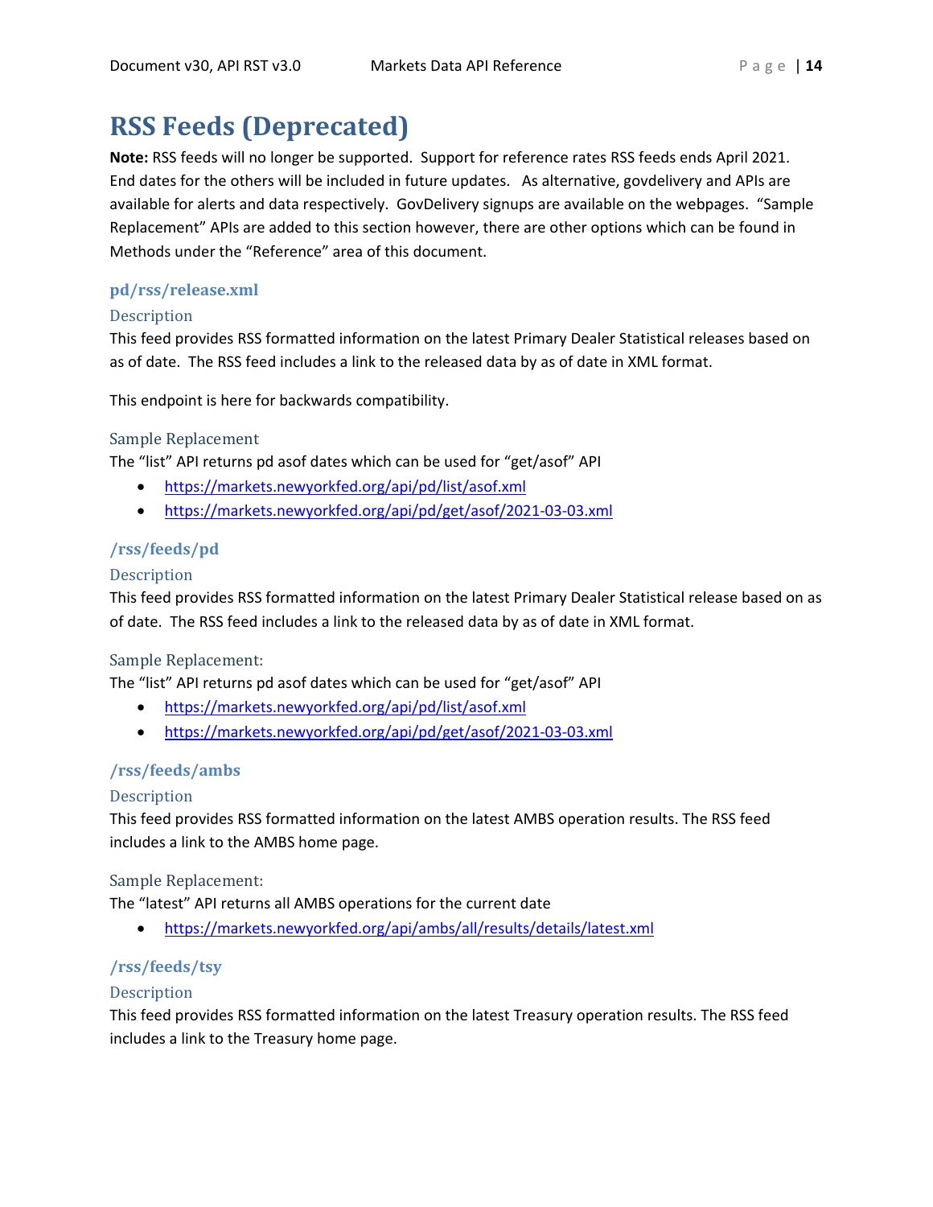# RSS Feeds (Deprecated)

**Note:** RSS feeds will no longer be supported. Support for reference rates RSS feeds ends April 2021. End dates for the others will be included in future updates. As alternative, govdelivery and APIs are available for alerts and data respectively. GovDelivery signups are available on the webpages. “Sample Replacement” APIs are added to this section however, there are other options which can be found in Methods under the “Reference” area of this document.

## pd/rss/release.xml

### Description

This feed provides RSS formatted information on the latest Primary Dealer Statistical releases based on as of date. The RSS feed includes a link to the released data by as of date in XML format.

This endpoint is here for backwards compatibility.

### Sample Replacement

The “list” API returns pd asof dates which can be used for “get/asof” API

- https://markets.newyorkfed.org/api/pd/list/asof.xml
- https://markets.newyorkfed.org/api/pd/get/asof/2021-03-03.xml

## /rss/feeds/pd

### Description

This feed provides RSS formatted information on the latest Primary Dealer Statistical release based on as of date. The RSS feed includes a link to the released data by as of date in XML format.

### Sample Replacement:

The “list” API returns pd asof dates which can be used for “get/asof” API

- https://markets.newyorkfed.org/api/pd/list/asof.xml
- https://markets.newyorkfed.org/api/pd/get/asof/2021-03-03.xml

## /rss/feeds/ambs

### Description

This feed provides RSS formatted information on the latest AMBS operation results. The RSS feed includes a link to the AMBS home page.

### Sample Replacement:

The “latest” API returns all AMBS operations for the current date

- https://markets.newyorkfed.org/api/ambs/all/results/details/latest.xml

## /rss/feeds/tsy

### Description

This feed provides RSS formatted information on the latest Treasury operation results. The RSS feed includes a link to the Treasury home page.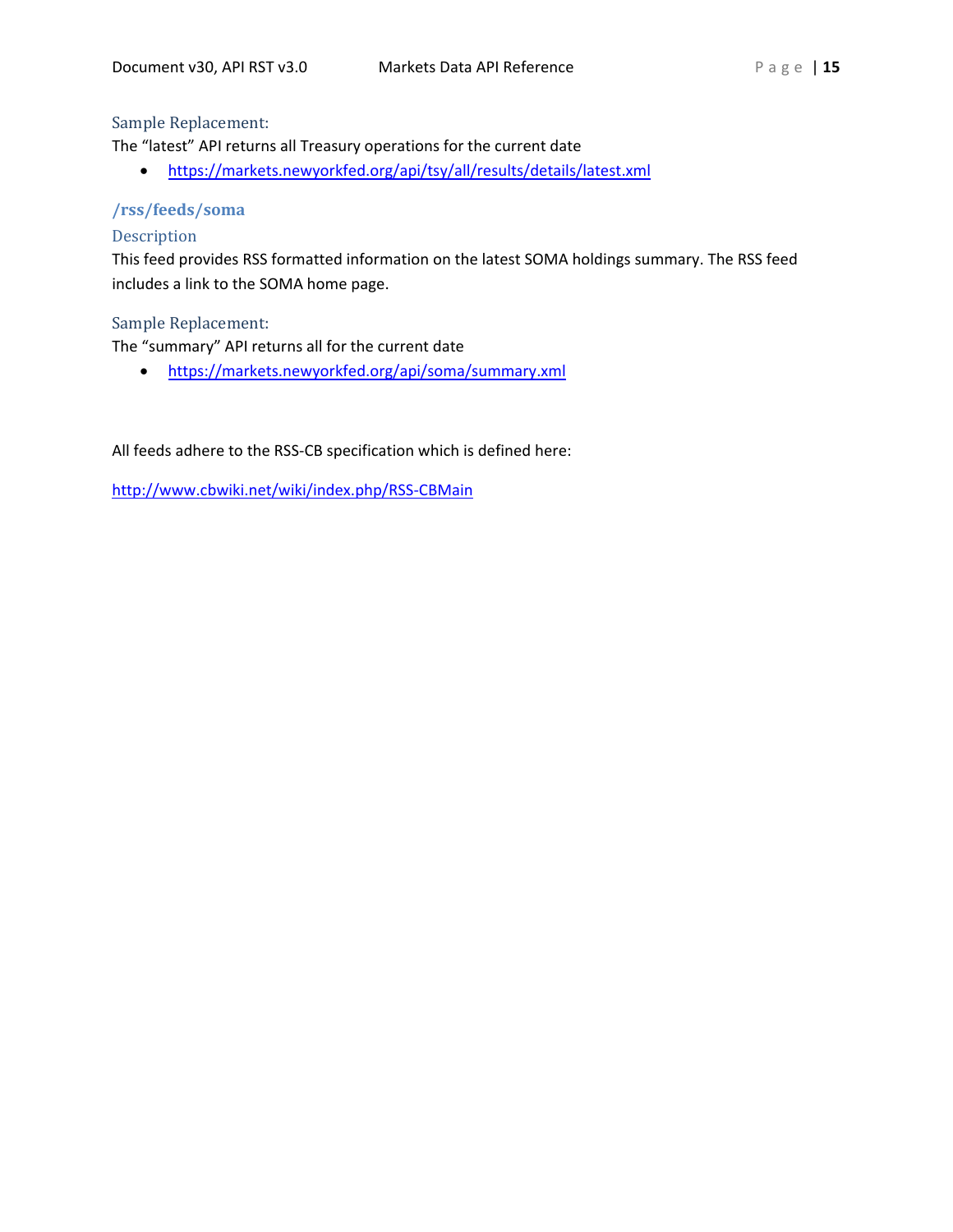#### Sample Replacement:

The "latest" API returns all Treasury operations for the current date

- https://markets.newyorkfed.org/api/tsy/all/results/details/latest.xml

### /rss/feeds/soma

#### Description

This feed provides RSS formatted information on the latest SOMA holdings summary. The RSS feed includes a link to the SOMA home page.

#### Sample Replacement:

The "summary" API returns all for the current date

- https://markets.newyorkfed.org/api/soma/summary.xml

All feeds adhere to the RSS-CB specification which is defined here:

http://www.cbwiki.net/wiki/index.php/RSS-CBMain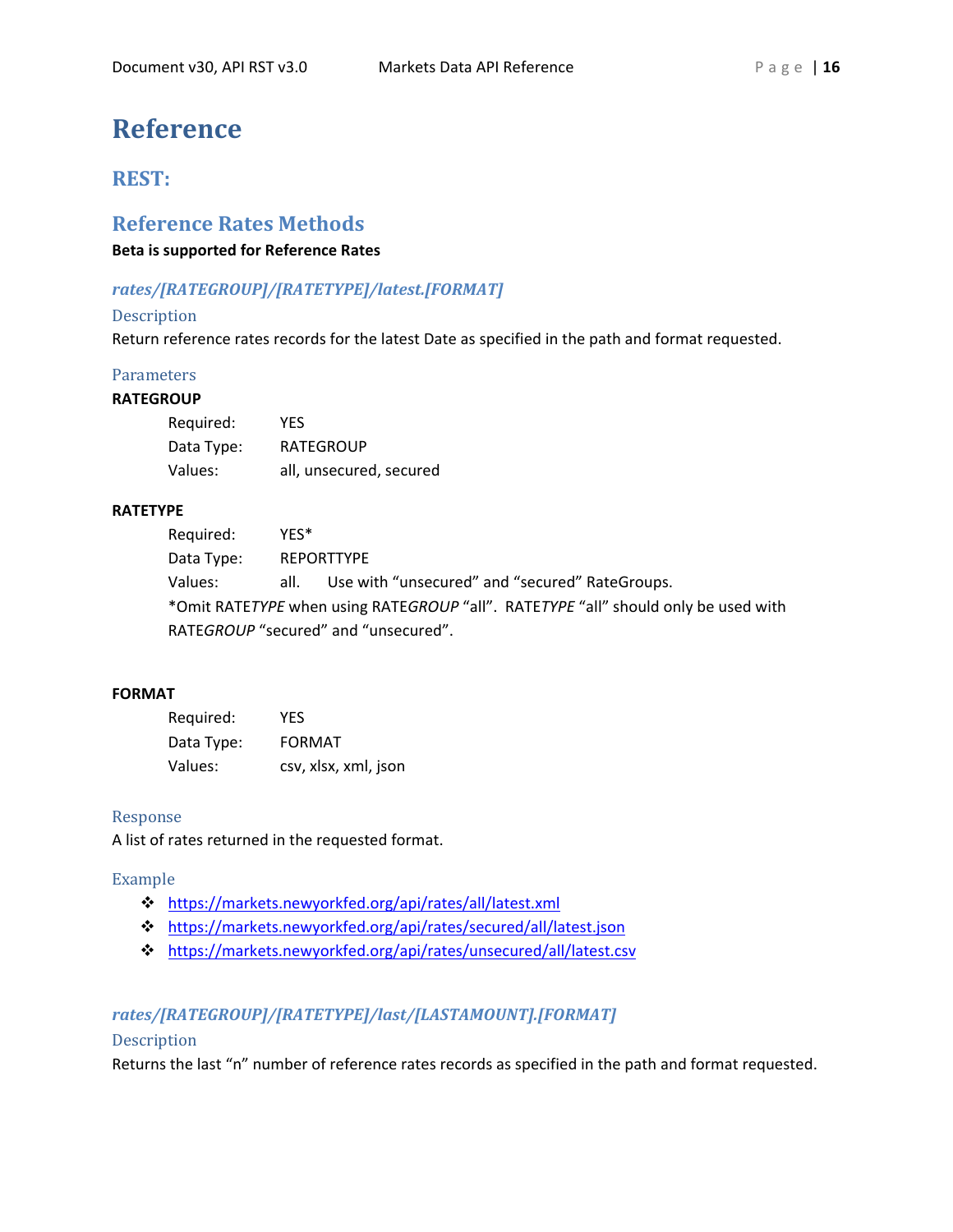# Reference

## REST:

## Reference Rates Methods

**Beta is supported for Reference Rates**

### *rates/[RATEGROUP]/[RATETYPE]/latest.[FORMAT]*

#### Description

Return reference rates records for the latest Date as specified in the path and format requested.

#### Parameters

**RATEGROUP**

Required: YES
Data Type: RATEGROUP
Values: all, unsecured, secured

**RATETYPE**

Required: YES*
Data Type: REPORTTYPE
Values: all. Use with “unsecured” and “secured” RateGroups.

*Omit RATE*TYPE* when using RATE*GROUP* “all”. RATE*TYPE* “all” should only be used with RATE*GROUP* “secured” and “unsecured”.

**FORMAT**

Required: YES
Data Type: FORMAT
Values: csv, xlsx, xml, json

#### Response

A list of rates returned in the requested format.

#### Example

- https://markets.newyorkfed.org/api/rates/all/latest.xml
- https://markets.newyorkfed.org/api/rates/secured/all/latest.json
- https://markets.newyorkfed.org/api/rates/unsecured/all/latest.csv

### *rates/[RATEGROUP]/[RATETYPE]/last/[LASTAMOUNT].[FORMAT]*

#### Description

Returns the last “n” number of reference rates records as specified in the path and format requested.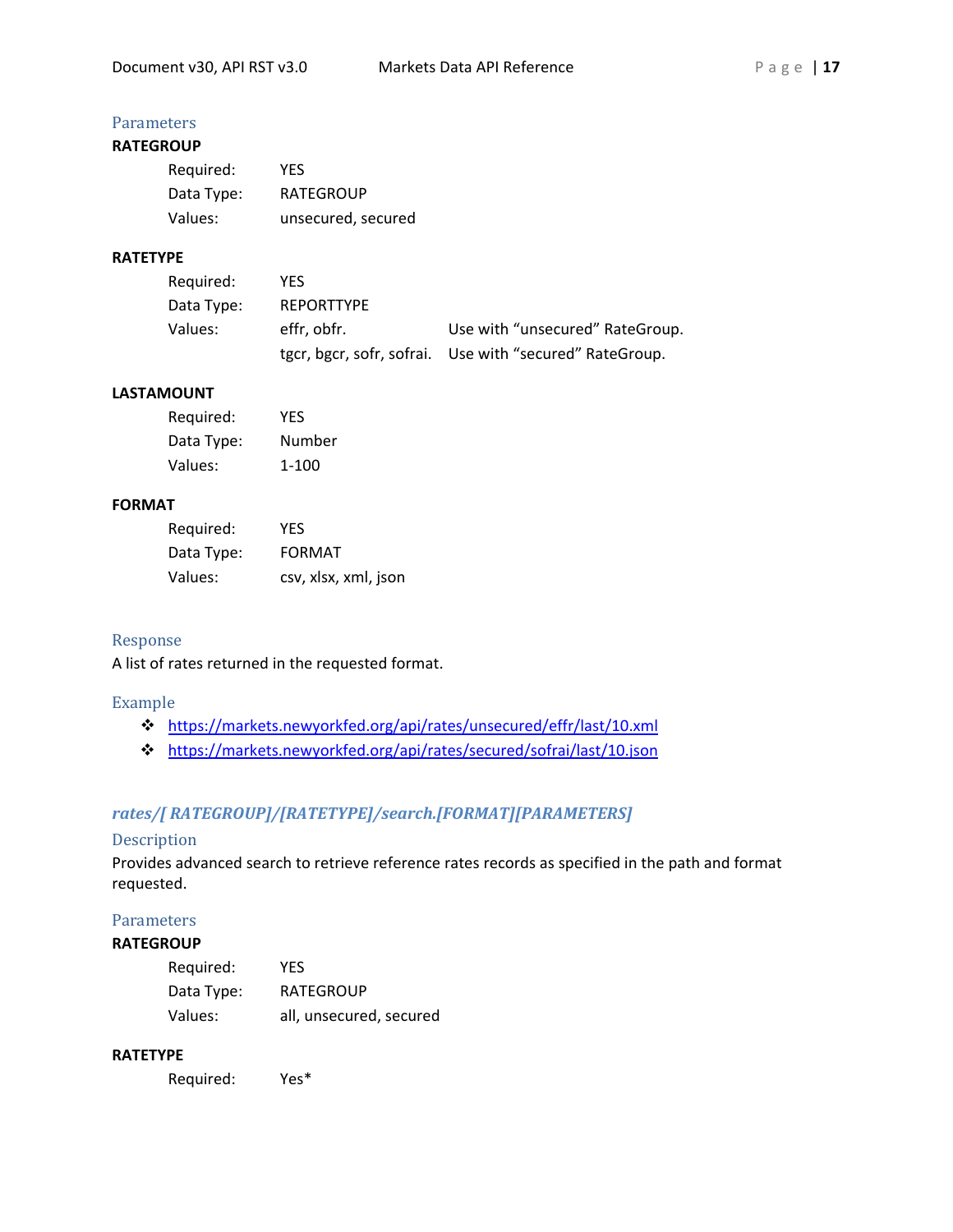### Parameters

**RATEGROUP**

Required: YES
Data Type: RATEGROUP
Values: unsecured, secured

**RATETYPE**

Required: YES
Data Type: REPORTTYPE
Values: effr, obfr. Use with "unsecured" RateGroup.
tgcr, bgcr, sofr, sofrai. Use with "secured" RateGroup.

**LASTAMOUNT**

Required: YES
Data Type: Number
Values: 1-100

**FORMAT**

Required: YES
Data Type: FORMAT
Values: csv, xlsx, xml, json

### Response

A list of rates returned in the requested format.

### Example

- https://markets.newyorkfed.org/api/rates/unsecured/effr/last/10.xml
- https://markets.newyorkfed.org/api/rates/secured/sofrai/last/10.json

## *rates/[ RATEGROUP]/[RATETYPE]/search.[FORMAT][PARAMETERS]*

### Description

Provides advanced search to retrieve reference rates records as specified in the path and format requested.

### Parameters

**RATEGROUP**

Required: YES
Data Type: RATEGROUP
Values: all, unsecured, secured

**RATETYPE**

Required: Yes*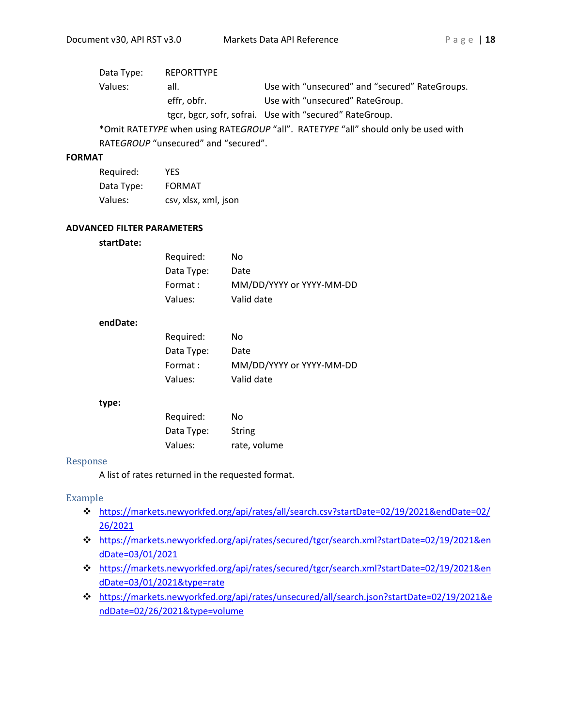Data Type: REPORTTYPE

Values:

- all. — Use with "unsecured" and "secured" RateGroups.
- effr, obfr. — Use with "unsecured" RateGroup.
- tgcr, bgcr, sofr, sofrai. — Use with "secured" RateGroup.

*Omit RATE*TYPE* when using RATE*GROUP* "all". RATE*TYPE* "all" should only be used with RATE*GROUP* "unsecured" and "secured".

**FORMAT**

Required: YES

Data Type: FORMAT

Values: csv, xlsx, xml, json

**ADVANCED FILTER PARAMETERS**

**startDate:**

Required: No

Data Type: Date

Format : MM/DD/YYYY or YYYY-MM-DD

Values: Valid date

**endDate:**

Required: No

Data Type: Date

Format : MM/DD/YYYY or YYYY-MM-DD

Values: Valid date

**type:**

Required: No

Data Type: String

Values: rate, volume

## Response

A list of rates returned in the requested format.

## Example

- https://markets.newyorkfed.org/api/rates/all/search.csv?startDate=02/19/2021&endDate=02/26/2021
- https://markets.newyorkfed.org/api/rates/secured/tgcr/search.xml?startDate=02/19/2021&endDate=03/01/2021
- https://markets.newyorkfed.org/api/rates/secured/tgcr/search.xml?startDate=02/19/2021&endDate=03/01/2021&type=rate
- https://markets.newyorkfed.org/api/rates/unsecured/all/search.json?startDate=02/19/2021&endDate=02/26/2021&type=volume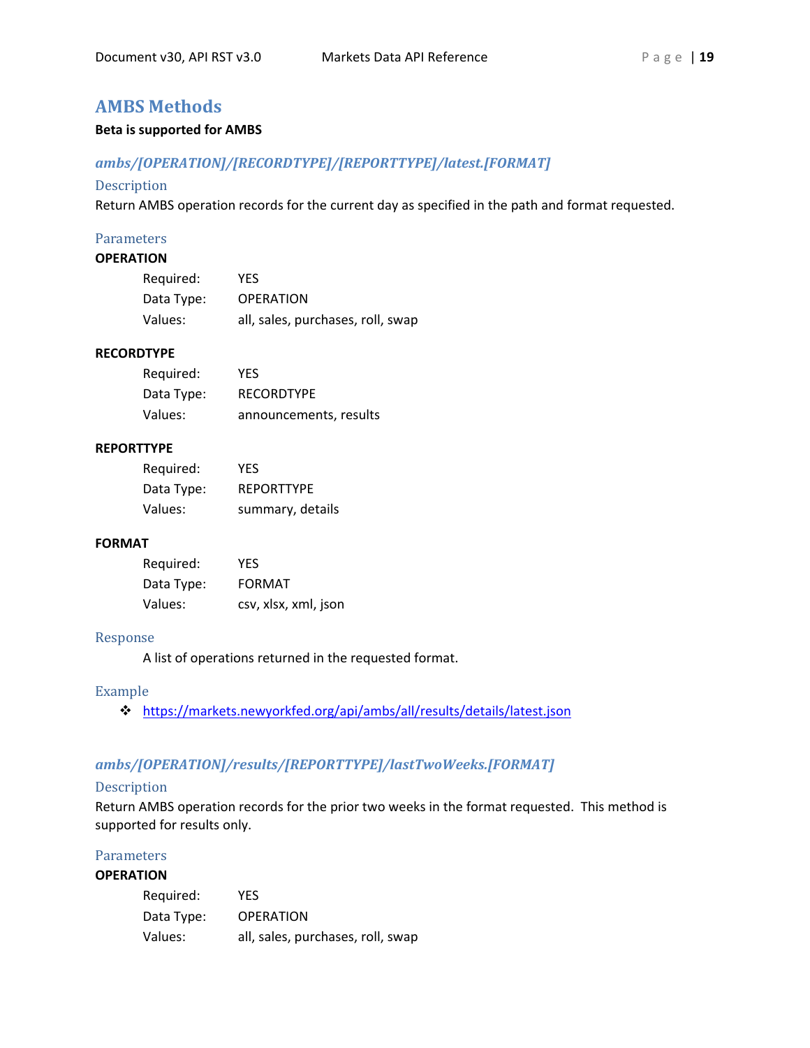## AMBS Methods

**Beta is supported for AMBS**

### *ambs/[OPERATION]/[RECORDTYPE]/[REPORTTYPE]/latest.[FORMAT]*

#### Description

Return AMBS operation records for the current day as specified in the path and format requested.

#### Parameters

**OPERATION**

Required: YES
Data Type: OPERATION
Values: all, sales, purchases, roll, swap

**RECORDTYPE**

Required: YES
Data Type: RECORDTYPE
Values: announcements, results

**REPORTTYPE**

Required: YES
Data Type: REPORTTYPE
Values: summary, details

**FORMAT**

Required: YES
Data Type: FORMAT
Values: csv, xlsx, xml, json

#### Response

A list of operations returned in the requested format.

#### Example

- https://markets.newyorkfed.org/api/ambs/all/results/details/latest.json

### *ambs/[OPERATION]/results/[REPORTTYPE]/lastTwoWeeks.[FORMAT]*

#### Description

Return AMBS operation records for the prior two weeks in the format requested. This method is supported for results only.

#### Parameters

**OPERATION**

Required: YES
Data Type: OPERATION
Values: all, sales, purchases, roll, swap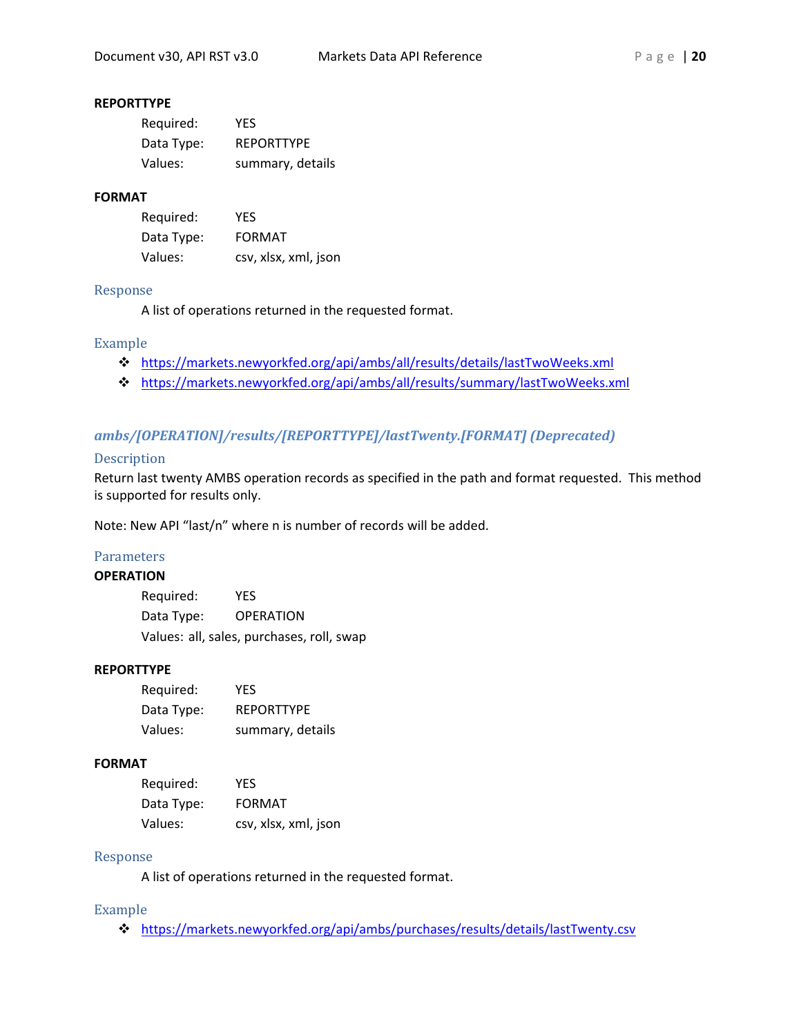**REPORTTYPE**

Required: YES
Data Type: REPORTTYPE
Values: summary, details

**FORMAT**

Required: YES
Data Type: FORMAT
Values: csv, xlsx, xml, json

### Response

A list of operations returned in the requested format.

### Example

- https://markets.newyorkfed.org/api/ambs/all/results/details/lastTwoWeeks.xml
- https://markets.newyorkfed.org/api/ambs/all/results/summary/lastTwoWeeks.xml

## *ambs/[OPERATION]/results/[REPORTTYPE]/lastTwenty.[FORMAT] (Deprecated)*

### Description

Return last twenty AMBS operation records as specified in the path and format requested. This method is supported for results only.

Note: New API "last/n" where n is number of records will be added.

### Parameters

**OPERATION**

Required: YES
Data Type: OPERATION
Values: all, sales, purchases, roll, swap

**REPORTTYPE**

Required: YES
Data Type: REPORTTYPE
Values: summary, details

**FORMAT**

Required: YES
Data Type: FORMAT
Values: csv, xlsx, xml, json

### Response

A list of operations returned in the requested format.

### Example

- https://markets.newyorkfed.org/api/ambs/purchases/results/details/lastTwenty.csv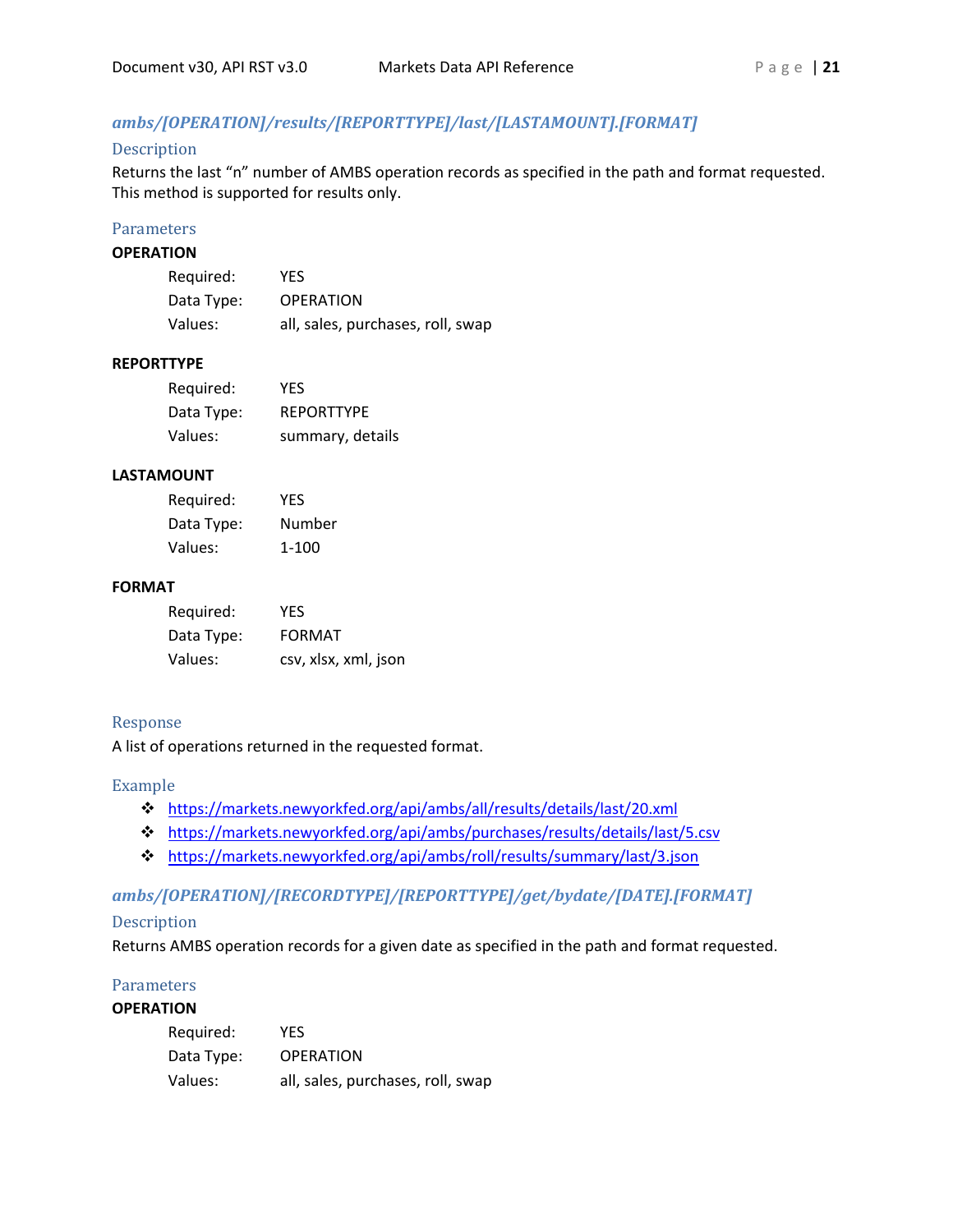### *ambs/[OPERATION]/results/[REPORTTYPE]/last/[LASTAMOUNT].[FORMAT]*

#### Description

Returns the last "n" number of AMBS operation records as specified in the path and format requested. This method is supported for results only.

#### Parameters

**OPERATION**

Required: YES
Data Type: OPERATION
Values: all, sales, purchases, roll, swap

**REPORTTYPE**

Required: YES
Data Type: REPORTTYPE
Values: summary, details

**LASTAMOUNT**

Required: YES
Data Type: Number
Values: 1-100

**FORMAT**

Required: YES
Data Type: FORMAT
Values: csv, xlsx, xml, json

#### Response

A list of operations returned in the requested format.

#### Example

- https://markets.newyorkfed.org/api/ambs/all/results/details/last/20.xml
- https://markets.newyorkfed.org/api/ambs/purchases/results/details/last/5.csv
- https://markets.newyorkfed.org/api/ambs/roll/results/summary/last/3.json

### *ambs/[OPERATION]/[RECORDTYPE]/[REPORTTYPE]/get/bydate/[DATE].[FORMAT]*

#### Description

Returns AMBS operation records for a given date as specified in the path and format requested.

#### Parameters

**OPERATION**

Required: YES
Data Type: OPERATION
Values: all, sales, purchases, roll, swap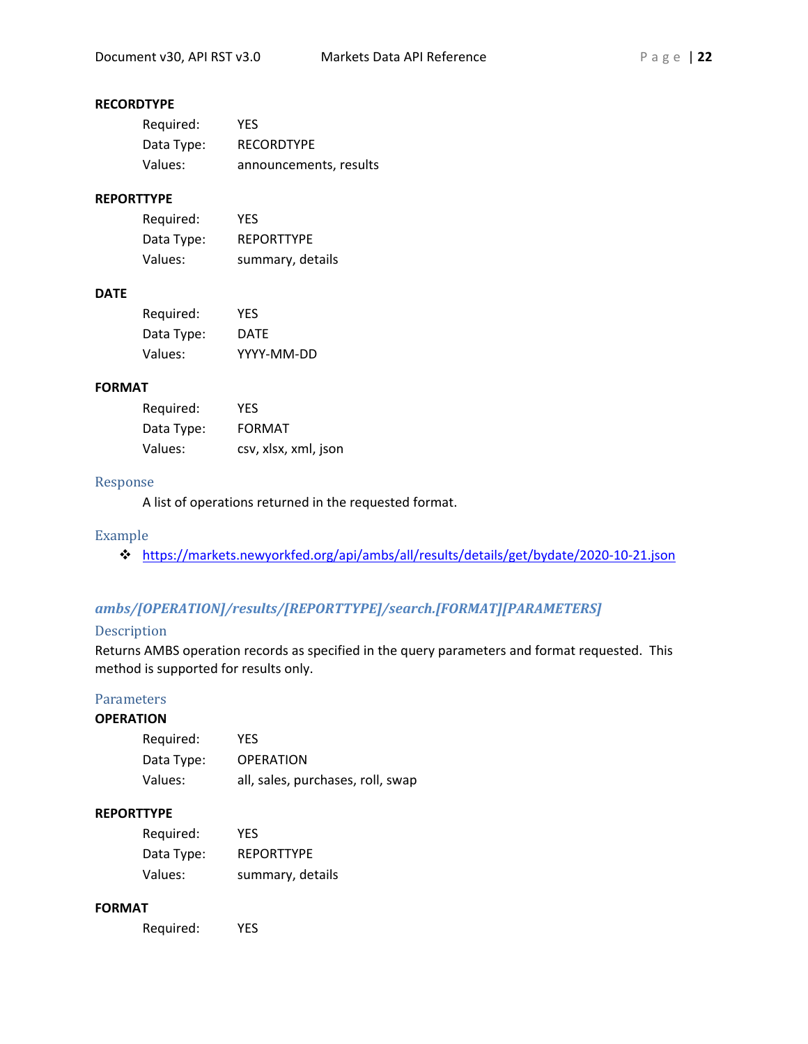**RECORDTYPE**

Required: YES
Data Type: RECORDTYPE
Values: announcements, results

**REPORTTYPE**

Required: YES
Data Type: REPORTTYPE
Values: summary, details

**DATE**

Required: YES
Data Type: DATE
Values: YYYY-MM-DD

**FORMAT**

Required: YES
Data Type: FORMAT
Values: csv, xlsx, xml, json

### Response

A list of operations returned in the requested format.

### Example

- https://markets.newyorkfed.org/api/ambs/all/results/details/get/bydate/2020-10-21.json

## *ambs/[OPERATION]/results/[REPORTTYPE]/search.[FORMAT][PARAMETERS]*

### Description

Returns AMBS operation records as specified in the query parameters and format requested. This method is supported for results only.

### Parameters

**OPERATION**

Required: YES
Data Type: OPERATION
Values: all, sales, purchases, roll, swap

**REPORTTYPE**

Required: YES
Data Type: REPORTTYPE
Values: summary, details

**FORMAT**

Required: YES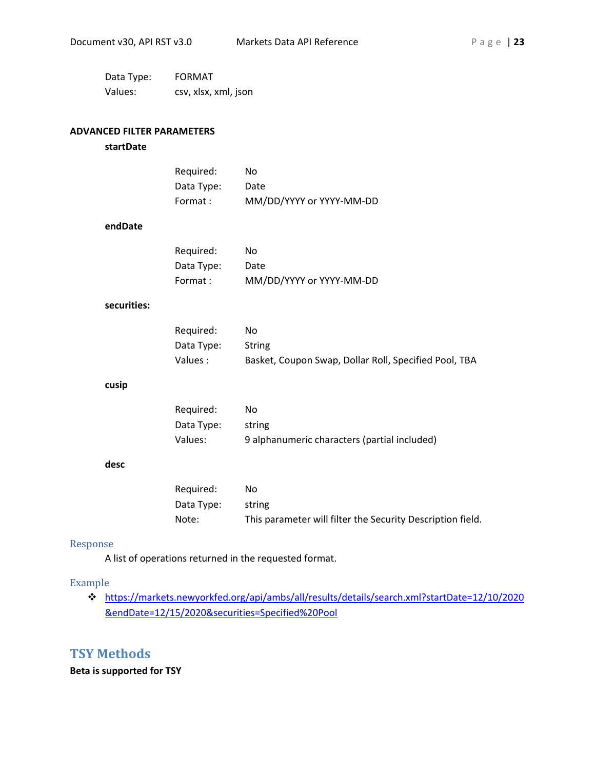Data Type: FORMAT
Values: csv, xlsx, xml, json

**ADVANCED FILTER PARAMETERS**

**startDate**

Required: No
Data Type: Date
Format : MM/DD/YYYY or YYYY-MM-DD

**endDate**

Required: No
Data Type: Date
Format : MM/DD/YYYY or YYYY-MM-DD

**securities:**

Required: No
Data Type: String
Values : Basket, Coupon Swap, Dollar Roll, Specified Pool, TBA

**cusip**

Required: No
Data Type: string
Values: 9 alphanumeric characters (partial included)

**desc**

Required: No
Data Type: string
Note: This parameter will filter the Security Description field.

### Response

A list of operations returned in the requested format.

### Example

- https://markets.newyorkfed.org/api/ambs/all/results/details/search.xml?startDate=12/10/2020&endDate=12/15/2020&securities=Specified%20Pool

## TSY Methods

**Beta is supported for TSY**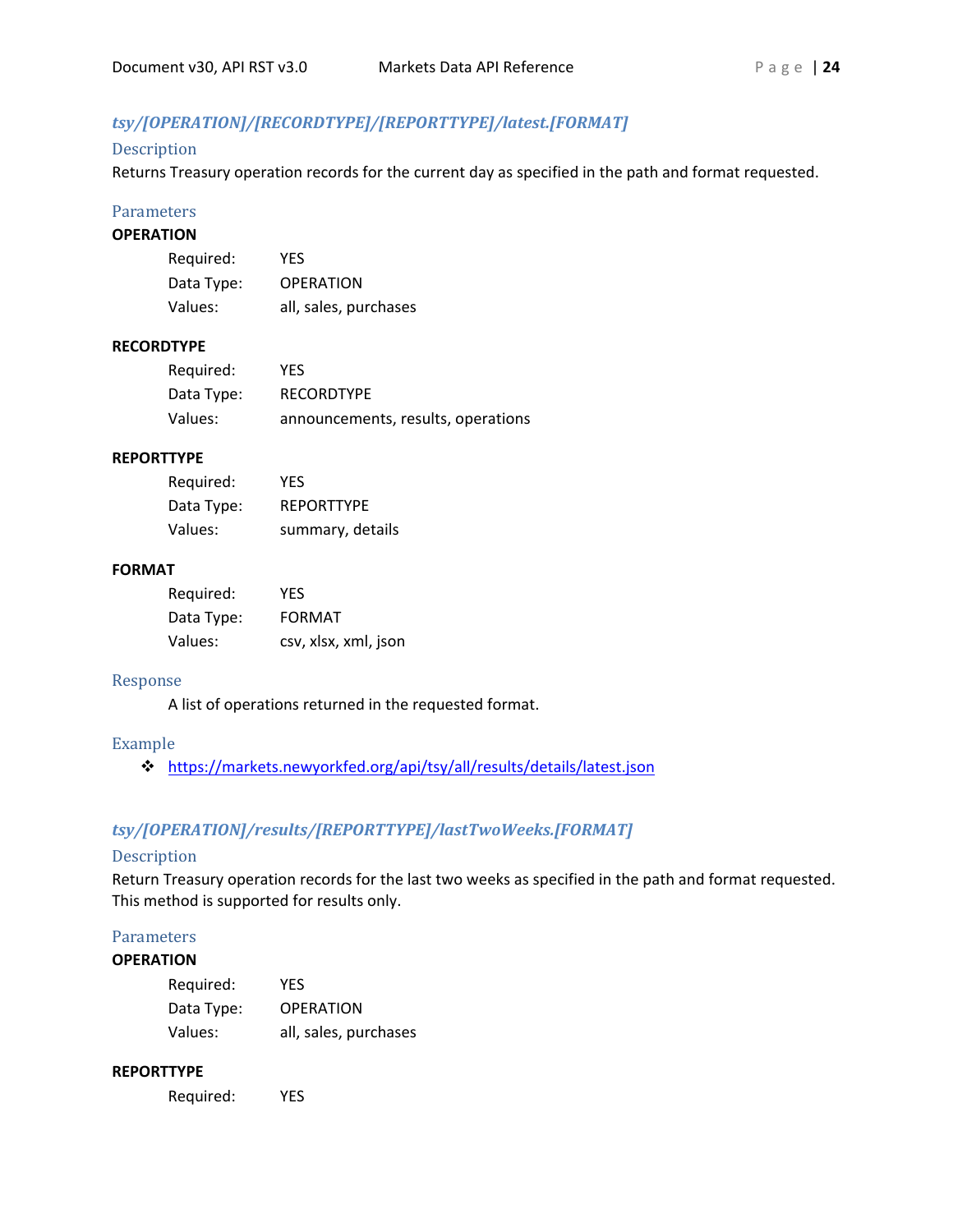### *tsy/[OPERATION]/[RECORDTYPE]/[REPORTTYPE]/latest.[FORMAT]*

#### Description

Returns Treasury operation records for the current day as specified in the path and format requested.

#### Parameters

**OPERATION**

Required: YES
Data Type: OPERATION
Values: all, sales, purchases

**RECORDTYPE**

Required: YES
Data Type: RECORDTYPE
Values: announcements, results, operations

**REPORTTYPE**

Required: YES
Data Type: REPORTTYPE
Values: summary, details

**FORMAT**

Required: YES
Data Type: FORMAT
Values: csv, xlsx, xml, json

#### Response

A list of operations returned in the requested format.

#### Example

- https://markets.newyorkfed.org/api/tsy/all/results/details/latest.json

### *tsy/[OPERATION]/results/[REPORTTYPE]/lastTwoWeeks.[FORMAT]*

#### Description

Return Treasury operation records for the last two weeks as specified in the path and format requested. This method is supported for results only.

#### Parameters

**OPERATION**

Required: YES
Data Type: OPERATION
Values: all, sales, purchases

**REPORTTYPE**

Required: YES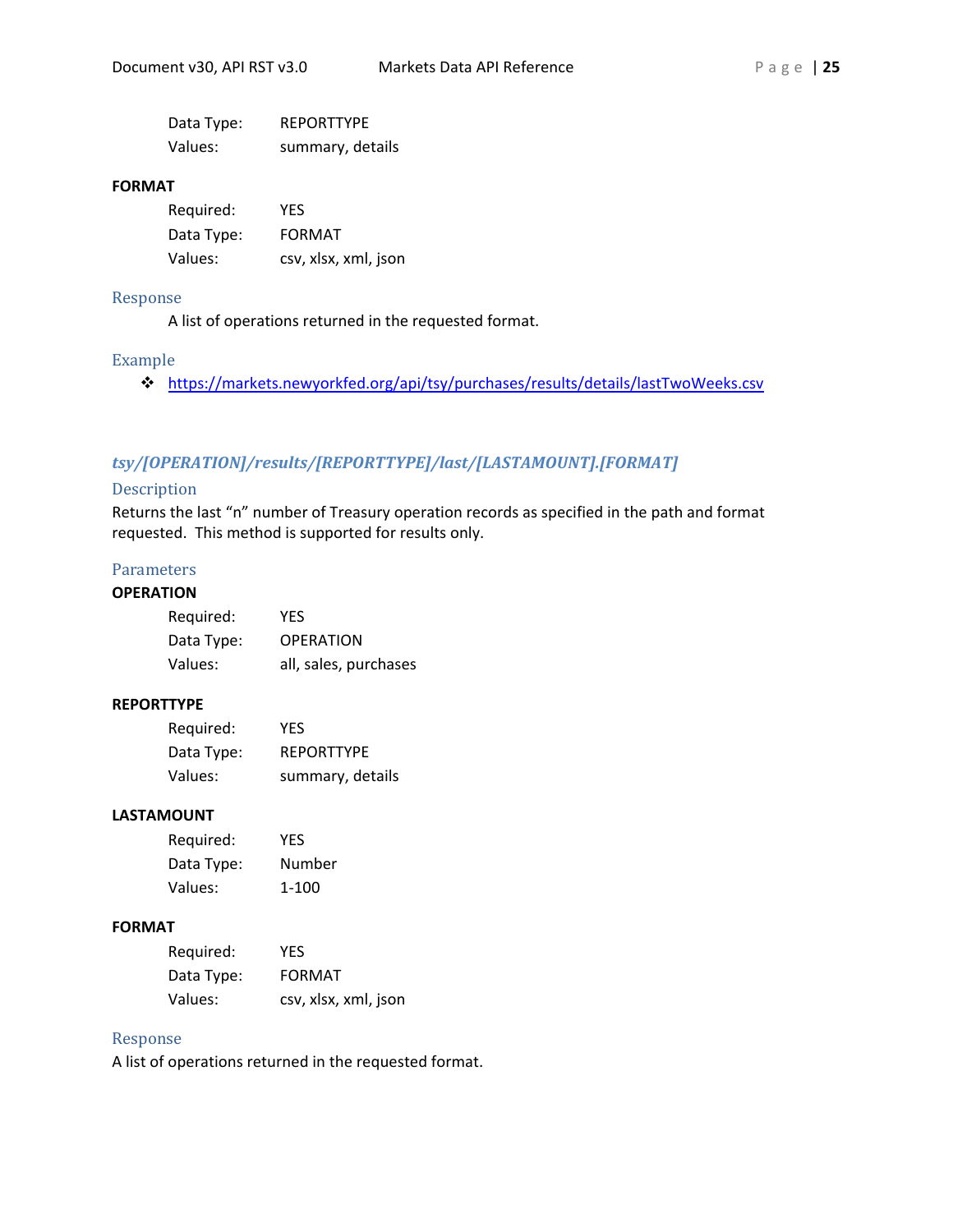Data Type: REPORTTYPE
Values: summary, details

**FORMAT**

Required: YES
Data Type: FORMAT
Values: csv, xlsx, xml, json

### Response

A list of operations returned in the requested format.

### Example

- https://markets.newyorkfed.org/api/tsy/purchases/results/details/lastTwoWeeks.csv

## *tsy/[OPERATION]/results/[REPORTTYPE]/last/[LASTAMOUNT].[FORMAT]*

### Description

Returns the last "n" number of Treasury operation records as specified in the path and format requested. This method is supported for results only.

### Parameters

**OPERATION**

Required: YES
Data Type: OPERATION
Values: all, sales, purchases

**REPORTTYPE**

Required: YES
Data Type: REPORTTYPE
Values: summary, details

**LASTAMOUNT**

Required: YES
Data Type: Number
Values: 1-100

**FORMAT**

Required: YES
Data Type: FORMAT
Values: csv, xlsx, xml, json

### Response

A list of operations returned in the requested format.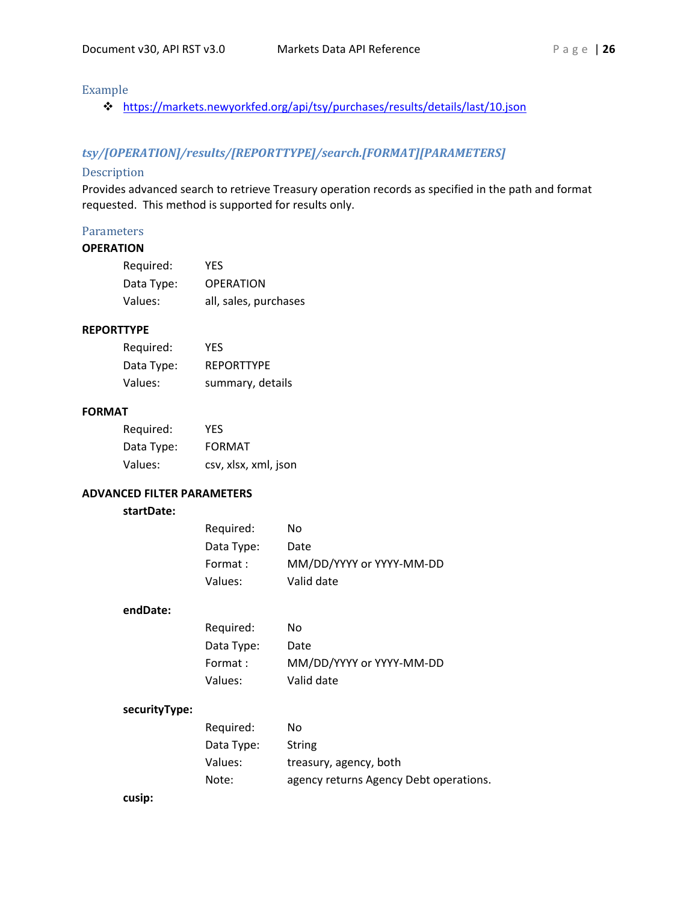### Example

- https://markets.newyorkfed.org/api/tsy/purchases/results/details/last/10.json

## *tsy/[OPERATION]/results/[REPORTTYPE]/search.[FORMAT][PARAMETERS]*

### Description

Provides advanced search to retrieve Treasury operation records as specified in the path and format requested. This method is supported for results only.

### Parameters

**OPERATION**

| | |
|---|---|
| Required: | YES |
| Data Type: | OPERATION |
| Values: | all, sales, purchases |

**REPORTTYPE**

| | |
|---|---|
| Required: | YES |
| Data Type: | REPORTTYPE |
| Values: | summary, details |

**FORMAT**

| | |
|---|---|
| Required: | YES |
| Data Type: | FORMAT |
| Values: | csv, xlsx, xml, json |

**ADVANCED FILTER PARAMETERS**

**startDate:**

| | |
|---|---|
| Required: | No |
| Data Type: | Date |
| Format : | MM/DD/YYYY or YYYY-MM-DD |
| Values: | Valid date |

**endDate:**

| | |
|---|---|
| Required: | No |
| Data Type: | Date |
| Format : | MM/DD/YYYY or YYYY-MM-DD |
| Values: | Valid date |

**securityType:**

| | |
|---|---|
| Required: | No |
| Data Type: | String |
| Values: | treasury, agency, both |
| Note: | agency returns Agency Debt operations. |

**cusip:**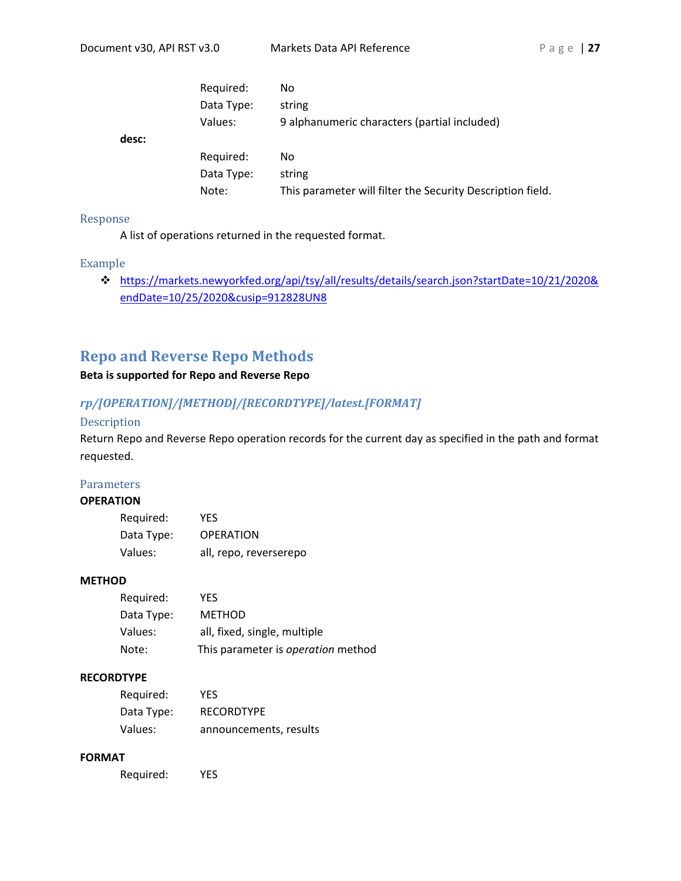Required: No
Data Type: string
Values: 9 alphanumeric characters (partial included)

**desc:**

Required: No
Data Type: string
Note: This parameter will filter the Security Description field.

### Response

A list of operations returned in the requested format.

### Example

- https://markets.newyorkfed.org/api/tsy/all/results/details/search.json?startDate=10/21/2020&endDate=10/25/2020&cusip=912828UN8

## Repo and Reverse Repo Methods

**Beta is supported for Repo and Reverse Repo**

### *rp/[OPERATION]/[METHOD]/[RECORDTYPE]/latest.[FORMAT]*

#### Description

Return Repo and Reverse Repo operation records for the current day as specified in the path and format requested.

#### Parameters

**OPERATION**

Required: YES
Data Type: OPERATION
Values: all, repo, reverserepo

**METHOD**

Required: YES
Data Type: METHOD
Values: all, fixed, single, multiple
Note: This parameter is *operation* method

**RECORDTYPE**

Required: YES
Data Type: RECORDTYPE
Values: announcements, results

**FORMAT**

Required: YES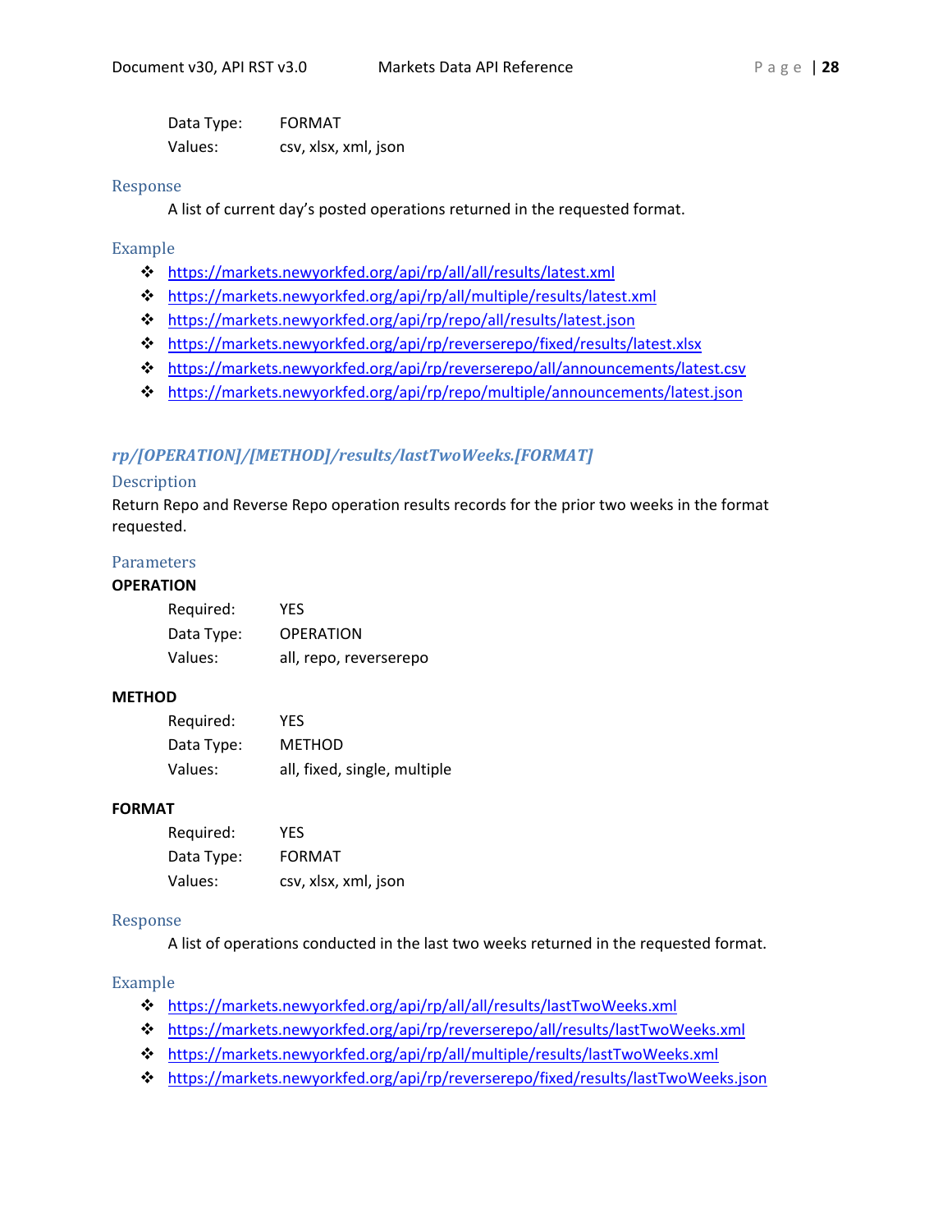Data Type: FORMAT
Values: csv, xlsx, xml, json

### Response

A list of current day's posted operations returned in the requested format.

### Example

- https://markets.newyorkfed.org/api/rp/all/all/results/latest.xml
- https://markets.newyorkfed.org/api/rp/all/multiple/results/latest.xml
- https://markets.newyorkfed.org/api/rp/repo/all/results/latest.json
- https://markets.newyorkfed.org/api/rp/reverserepo/fixed/results/latest.xlsx
- https://markets.newyorkfed.org/api/rp/reverserepo/all/announcements/latest.csv
- https://markets.newyorkfed.org/api/rp/repo/multiple/announcements/latest.json

## *rp/[OPERATION]/[METHOD]/results/lastTwoWeeks.[FORMAT]*

### Description

Return Repo and Reverse Repo operation results records for the prior two weeks in the format requested.

### Parameters

**OPERATION**

Required: YES
Data Type: OPERATION
Values: all, repo, reverserepo

**METHOD**

Required: YES
Data Type: METHOD
Values: all, fixed, single, multiple

**FORMAT**

Required: YES
Data Type: FORMAT
Values: csv, xlsx, xml, json

### Response

A list of operations conducted in the last two weeks returned in the requested format.

### Example

- https://markets.newyorkfed.org/api/rp/all/all/results/lastTwoWeeks.xml
- https://markets.newyorkfed.org/api/rp/reverserepo/all/results/lastTwoWeeks.xml
- https://markets.newyorkfed.org/api/rp/all/multiple/results/lastTwoWeeks.xml
- https://markets.newyorkfed.org/api/rp/reverserepo/fixed/results/lastTwoWeeks.json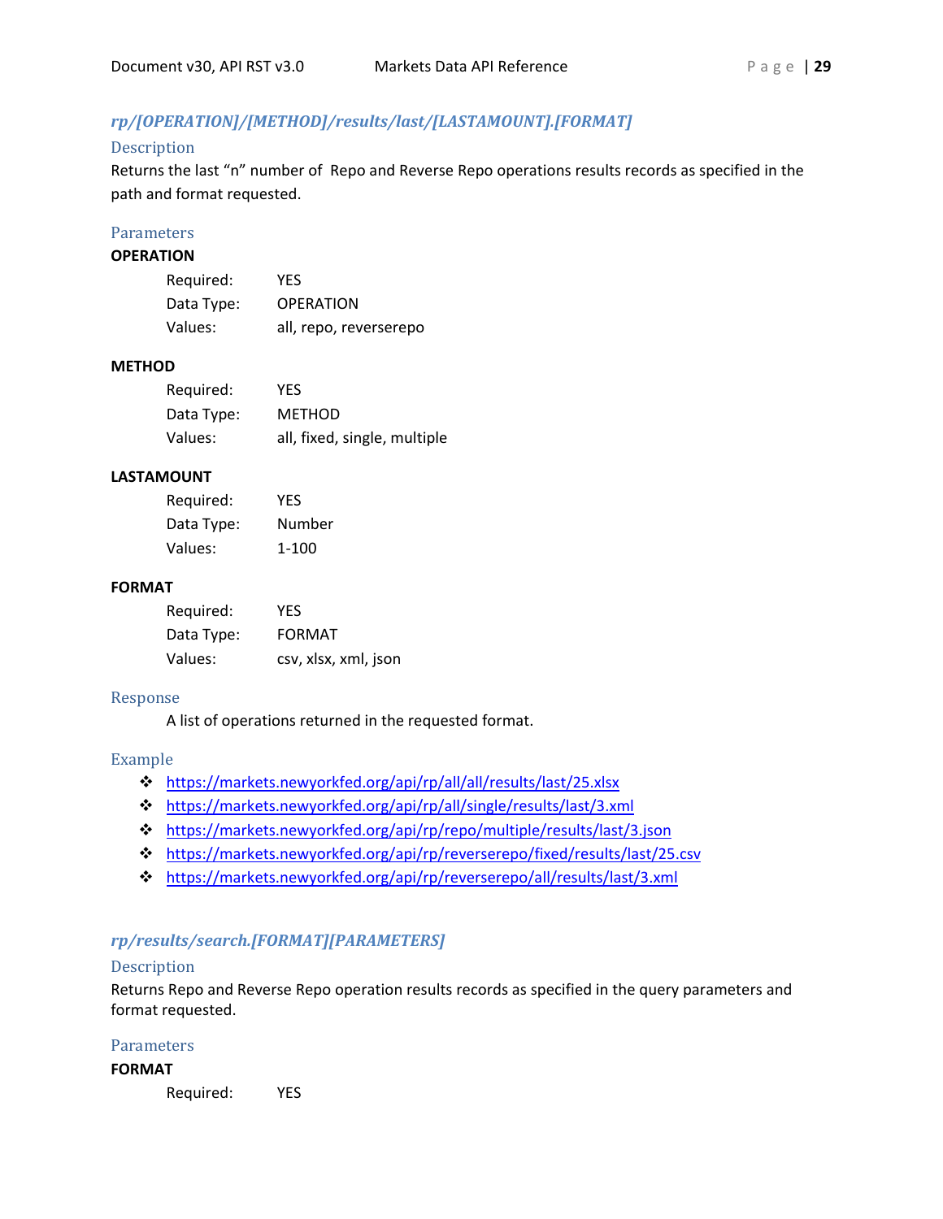### *rp/[OPERATION]/[METHOD]/results/last/[LASTAMOUNT].[FORMAT]*

#### Description

Returns the last "n" number of Repo and Reverse Repo operations results records as specified in the path and format requested.

#### Parameters

**OPERATION**

| | |
|---|---|
| Required: | YES |
| Data Type: | OPERATION |
| Values: | all, repo, reverserepo |

**METHOD**

| | |
|---|---|
| Required: | YES |
| Data Type: | METHOD |
| Values: | all, fixed, single, multiple |

**LASTAMOUNT**

| | |
|---|---|
| Required: | YES |
| Data Type: | Number |
| Values: | 1-100 |

**FORMAT**

| | |
|---|---|
| Required: | YES |
| Data Type: | FORMAT |
| Values: | csv, xlsx, xml, json |

#### Response

A list of operations returned in the requested format.

#### Example

- https://markets.newyorkfed.org/api/rp/all/all/results/last/25.xlsx
- https://markets.newyorkfed.org/api/rp/all/single/results/last/3.xml
- https://markets.newyorkfed.org/api/rp/repo/multiple/results/last/3.json
- https://markets.newyorkfed.org/api/rp/reverserepo/fixed/results/last/25.csv
- https://markets.newyorkfed.org/api/rp/reverserepo/all/results/last/3.xml

### *rp/results/search.[FORMAT][PARAMETERS]*

#### Description

Returns Repo and Reverse Repo operation results records as specified in the query parameters and format requested.

#### Parameters

**FORMAT**

| | |
|---|---|
| Required: | YES |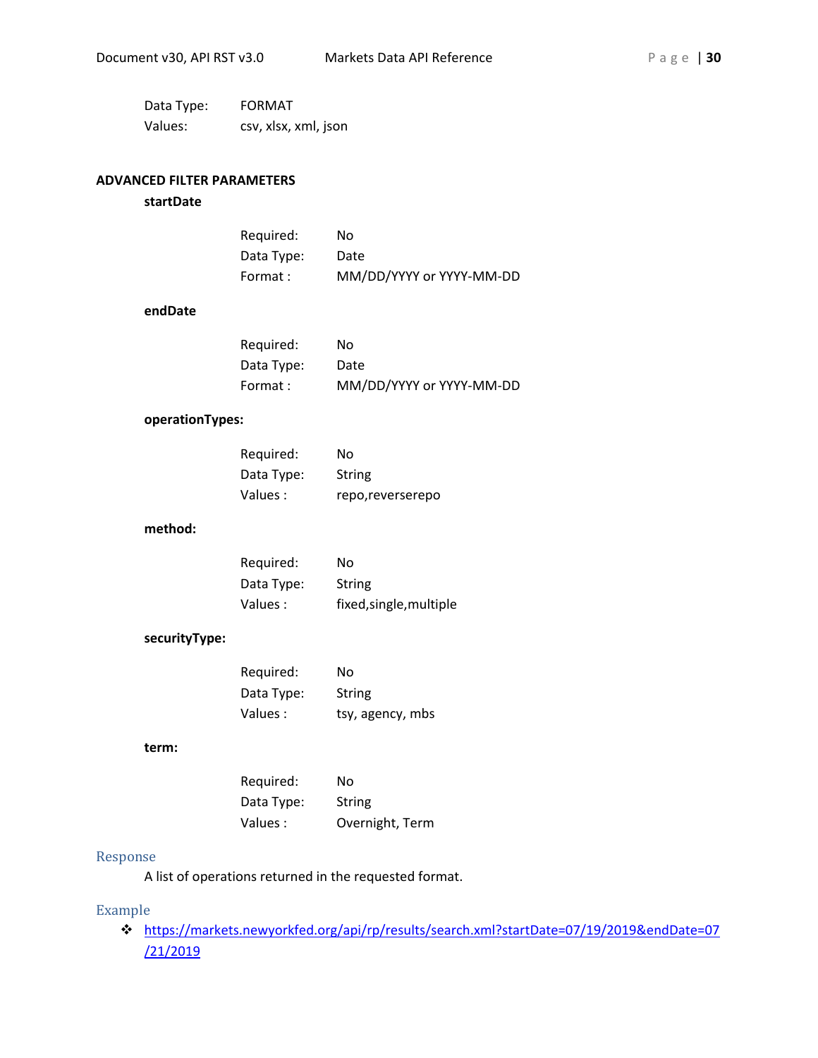Data Type: FORMAT
Values: csv, xlsx, xml, json

**ADVANCED FILTER PARAMETERS**

**startDate**

Required: No
Data Type: Date
Format : MM/DD/YYYY or YYYY-MM-DD

**endDate**

Required: No
Data Type: Date
Format : MM/DD/YYYY or YYYY-MM-DD

**operationTypes:**

Required: No
Data Type: String
Values : repo,reverserepo

**method:**

Required: No
Data Type: String
Values : fixed,single,multiple

**securityType:**

Required: No
Data Type: String
Values : tsy, agency, mbs

**term:**

Required: No
Data Type: String
Values : Overnight, Term

## Response

A list of operations returned in the requested format.

## Example

- https://markets.newyorkfed.org/api/rp/results/search.xml?startDate=07/19/2019&endDate=07/21/2019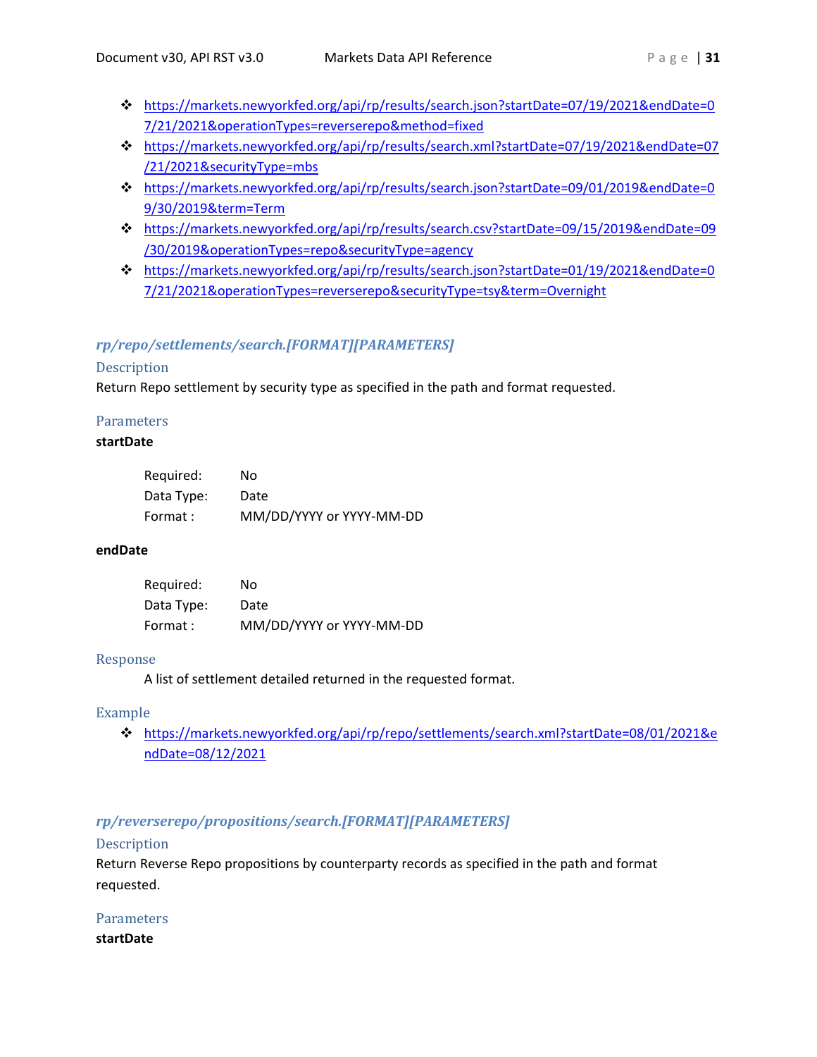- https://markets.newyorkfed.org/api/rp/results/search.json?startDate=07/19/2021&endDate=07/21/2021&operationTypes=reverserepo&method=fixed
- https://markets.newyorkfed.org/api/rp/results/search.xml?startDate=07/19/2021&endDate=07/21/2021&securityType=mbs
- https://markets.newyorkfed.org/api/rp/results/search.json?startDate=09/01/2019&endDate=09/30/2019&term=Term
- https://markets.newyorkfed.org/api/rp/results/search.csv?startDate=09/15/2019&endDate=09/30/2019&operationTypes=repo&securityType=agency
- https://markets.newyorkfed.org/api/rp/results/search.json?startDate=01/19/2021&endDate=07/21/2021&operationTypes=reverserepo&securityType=tsy&term=Overnight

### *rp/repo/settlements/search.[FORMAT][PARAMETERS]*

#### Description

Return Repo settlement by security type as specified in the path and format requested.

#### Parameters

**startDate**

| | |
|---|---|
| Required: | No |
| Data Type: | Date |
| Format : | MM/DD/YYYY or YYYY-MM-DD |

**endDate**

| | |
|---|---|
| Required: | No |
| Data Type: | Date |
| Format : | MM/DD/YYYY or YYYY-MM-DD |

#### Response

A list of settlement detailed returned in the requested format.

#### Example

- https://markets.newyorkfed.org/api/rp/repo/settlements/search.xml?startDate=08/01/2021&endDate=08/12/2021

### *rp/reverserepo/propositions/search.[FORMAT][PARAMETERS]*

#### Description

Return Reverse Repo propositions by counterparty records as specified in the path and format requested.

#### Parameters

**startDate**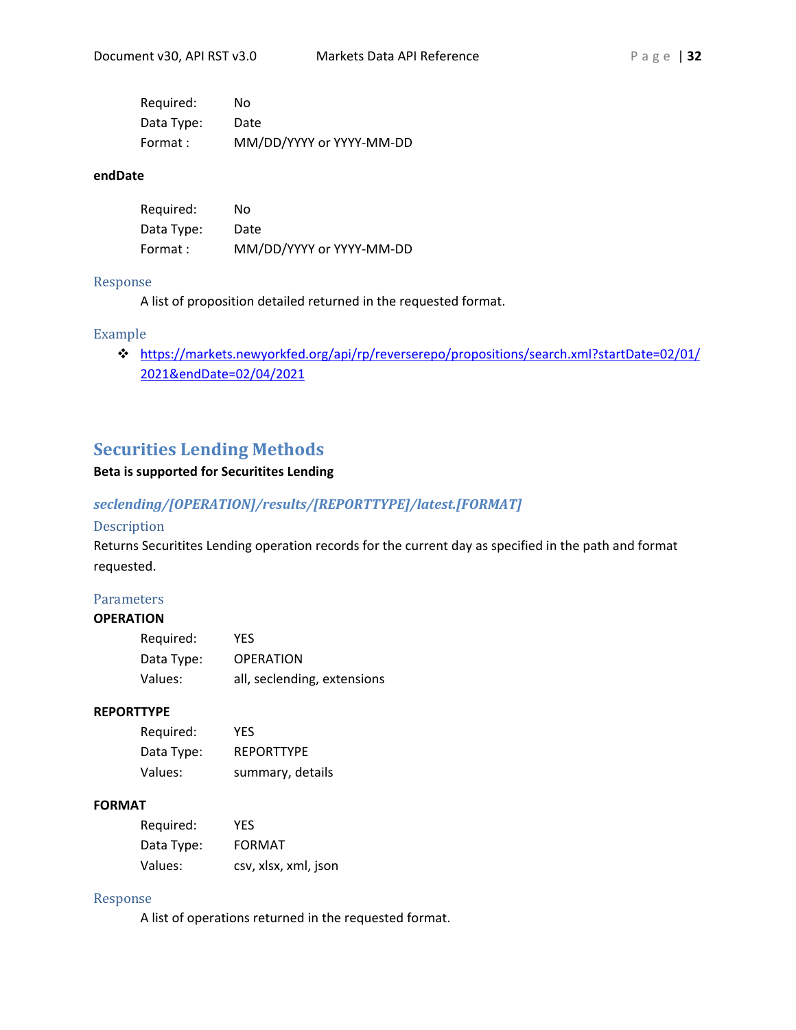Required: No
Data Type: Date
Format : MM/DD/YYYY or YYYY-MM-DD

**endDate**

Required: No
Data Type: Date
Format : MM/DD/YYYY or YYYY-MM-DD

### Response

A list of proposition detailed returned in the requested format.

### Example

- https://markets.newyorkfed.org/api/rp/reverserepo/propositions/search.xml?startDate=02/01/2021&endDate=02/04/2021

## Securities Lending Methods

**Beta is supported for Securitites Lending**

### *seclending/[OPERATION]/results/[REPORTTYPE]/latest.[FORMAT]*

### Description

Returns Securitites Lending operation records for the current day as specified in the path and format requested.

### Parameters

**OPERATION**

Required: YES
Data Type: OPERATION
Values: all, seclending, extensions

**REPORTTYPE**

Required: YES
Data Type: REPORTTYPE
Values: summary, details

**FORMAT**

Required: YES
Data Type: FORMAT
Values: csv, xlsx, xml, json

### Response

A list of operations returned in the requested format.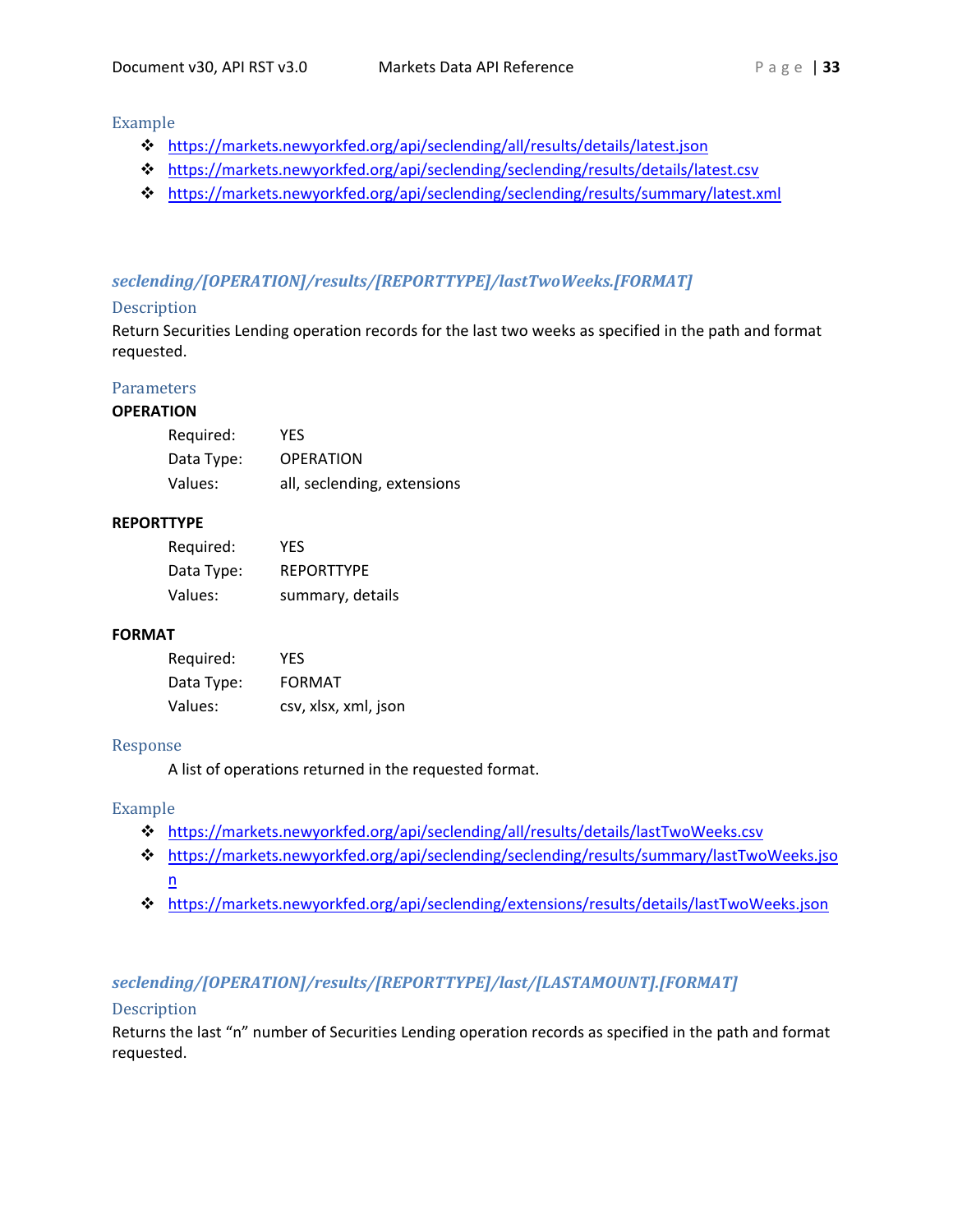### Example

- https://markets.newyorkfed.org/api/seclending/all/results/details/latest.json
- https://markets.newyorkfed.org/api/seclending/seclending/results/details/latest.csv
- https://markets.newyorkfed.org/api/seclending/seclending/results/summary/latest.xml

## *seclending/[OPERATION]/results/[REPORTTYPE]/lastTwoWeeks.[FORMAT]*

### Description

Return Securities Lending operation records for the last two weeks as specified in the path and format requested.

### Parameters

**OPERATION**

Required: YES
Data Type: OPERATION
Values: all, seclending, extensions

**REPORTTYPE**

Required: YES
Data Type: REPORTTYPE
Values: summary, details

**FORMAT**

Required: YES
Data Type: FORMAT
Values: csv, xlsx, xml, json

### Response

A list of operations returned in the requested format.

### Example

- https://markets.newyorkfed.org/api/seclending/all/results/details/lastTwoWeeks.csv
- https://markets.newyorkfed.org/api/seclending/seclending/results/summary/lastTwoWeeks.json
- https://markets.newyorkfed.org/api/seclending/extensions/results/details/lastTwoWeeks.json

## *seclending/[OPERATION]/results/[REPORTTYPE]/last/[LASTAMOUNT].[FORMAT]*

### Description

Returns the last "n" number of Securities Lending operation records as specified in the path and format requested.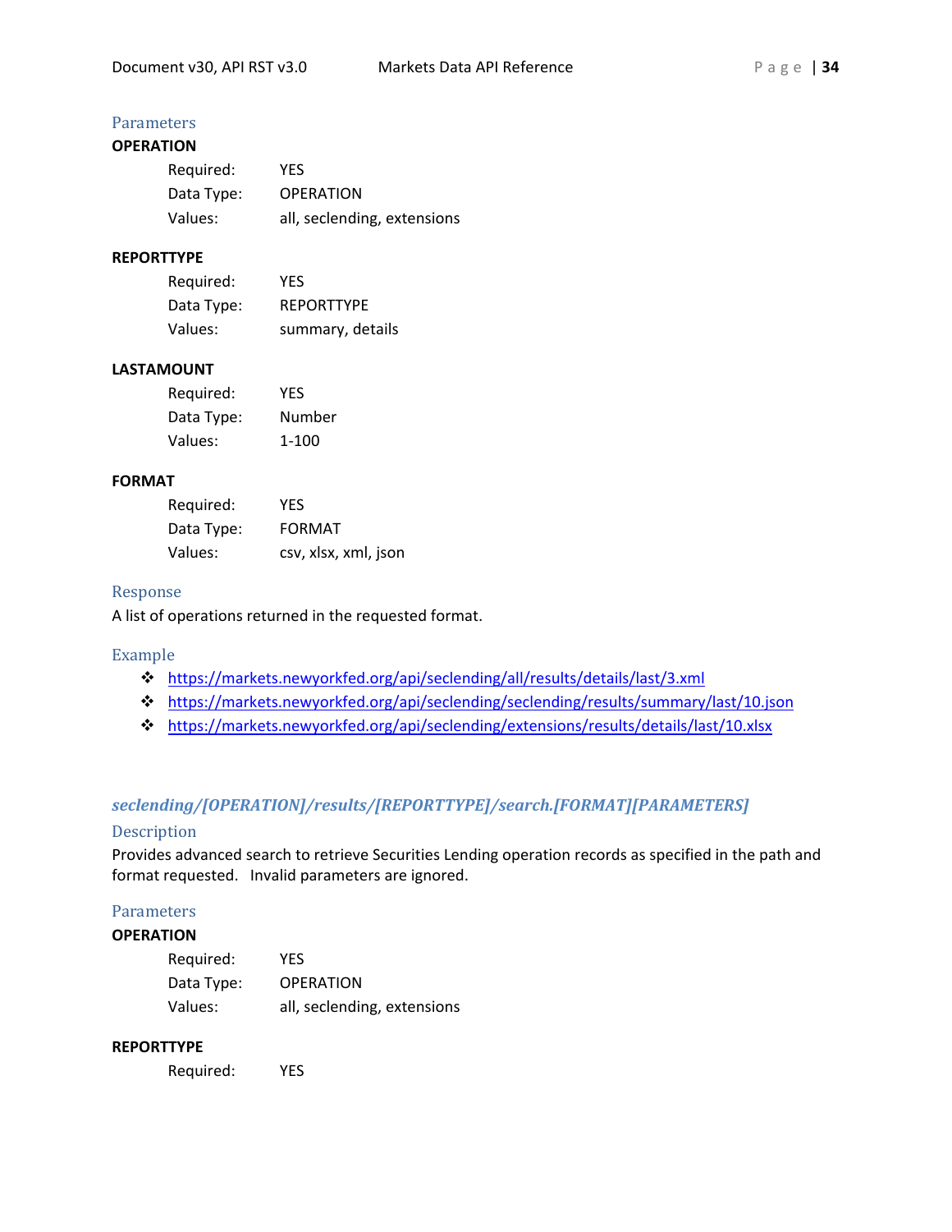### Parameters

**OPERATION**

- Required: YES
- Data Type: OPERATION
- Values: all, seclending, extensions

**REPORTTYPE**

- Required: YES
- Data Type: REPORTTYPE
- Values: summary, details

**LASTAMOUNT**

- Required: YES
- Data Type: Number
- Values: 1-100

**FORMAT**

- Required: YES
- Data Type: FORMAT
- Values: csv, xlsx, xml, json

### Response

A list of operations returned in the requested format.

### Example

- https://markets.newyorkfed.org/api/seclending/all/results/details/last/3.xml
- https://markets.newyorkfed.org/api/seclending/seclending/results/summary/last/10.json
- https://markets.newyorkfed.org/api/seclending/extensions/results/details/last/10.xlsx

## *seclending/[OPERATION]/results/[REPORTTYPE]/search.[FORMAT][PARAMETERS]*

### Description

Provides advanced search to retrieve Securities Lending operation records as specified in the path and format requested. Invalid parameters are ignored.

### Parameters

**OPERATION**

- Required: YES
- Data Type: OPERATION
- Values: all, seclending, extensions

**REPORTTYPE**

- Required: YES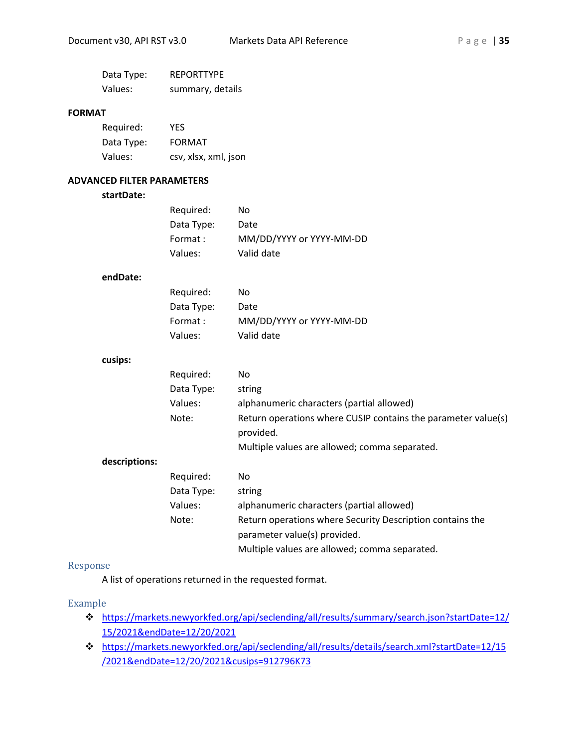Data Type: REPORTTYPE
Values: summary, details

**FORMAT**

Required: YES
Data Type: FORMAT
Values: csv, xlsx, xml, json

**ADVANCED FILTER PARAMETERS**

**startDate:**

Required: No
Data Type: Date
Format : MM/DD/YYYY or YYYY-MM-DD
Values: Valid date

**endDate:**

Required: No
Data Type: Date
Format : MM/DD/YYYY or YYYY-MM-DD
Values: Valid date

**cusips:**

Required: No
Data Type: string
Values: alphanumeric characters (partial allowed)
Note: Return operations where CUSIP contains the parameter value(s) provided.
Multiple values are allowed; comma separated.

**descriptions:**

Required: No
Data Type: string
Values: alphanumeric characters (partial allowed)
Note: Return operations where Security Description contains the parameter value(s) provided.
Multiple values are allowed; comma separated.

## Response

A list of operations returned in the requested format.

## Example

- https://markets.newyorkfed.org/api/seclending/all/results/summary/search.json?startDate=12/15/2021&endDate=12/20/2021
- https://markets.newyorkfed.org/api/seclending/all/results/details/search.xml?startDate=12/15/2021&endDate=12/20/2021&cusips=912796K73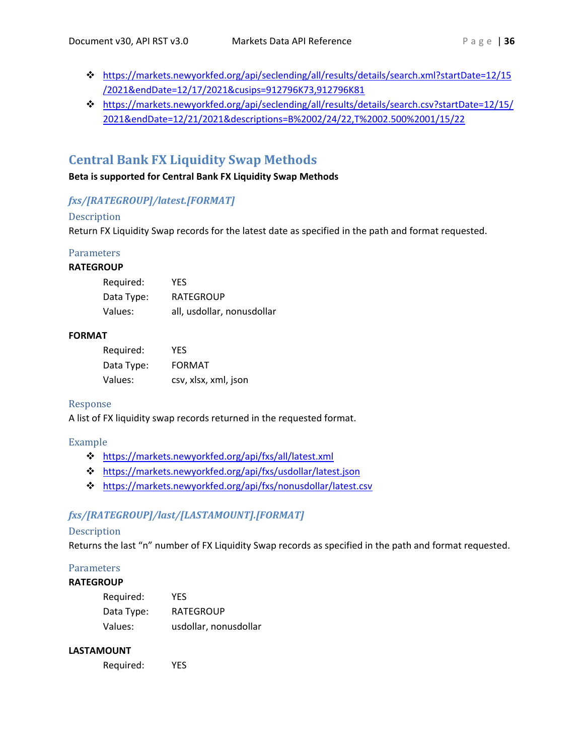- https://markets.newyorkfed.org/api/seclending/all/results/details/search.xml?startDate=12/15/2021&endDate=12/17/2021&cusips=912796K73,912796K81
- https://markets.newyorkfed.org/api/seclending/all/results/details/search.csv?startDate=12/15/2021&endDate=12/21/2021&descriptions=B%2002/24/22,T%2002.500%2001/15/22

## Central Bank FX Liquidity Swap Methods

**Beta is supported for Central Bank FX Liquidity Swap Methods**

### *fxs/[RATEGROUP]/latest.[FORMAT]*

#### Description

Return FX Liquidity Swap records for the latest date as specified in the path and format requested.

#### Parameters

**RATEGROUP**

| | |
|---|---|
| Required: | YES |
| Data Type: | RATEGROUP |
| Values: | all, usdollar, nonusdollar |

**FORMAT**

| | |
|---|---|
| Required: | YES |
| Data Type: | FORMAT |
| Values: | csv, xlsx, xml, json |

#### Response

A list of FX liquidity swap records returned in the requested format.

#### Example

- https://markets.newyorkfed.org/api/fxs/all/latest.xml
- https://markets.newyorkfed.org/api/fxs/usdollar/latest.json
- https://markets.newyorkfed.org/api/fxs/nonusdollar/latest.csv

### *fxs/[RATEGROUP]/last/[LASTAMOUNT].[FORMAT]*

#### Description

Returns the last "n" number of FX Liquidity Swap records as specified in the path and format requested.

#### Parameters

**RATEGROUP**

| | |
|---|---|
| Required: | YES |
| Data Type: | RATEGROUP |
| Values: | usdollar, nonusdollar |

**LASTAMOUNT**

| | |
|---|---|
| Required: | YES |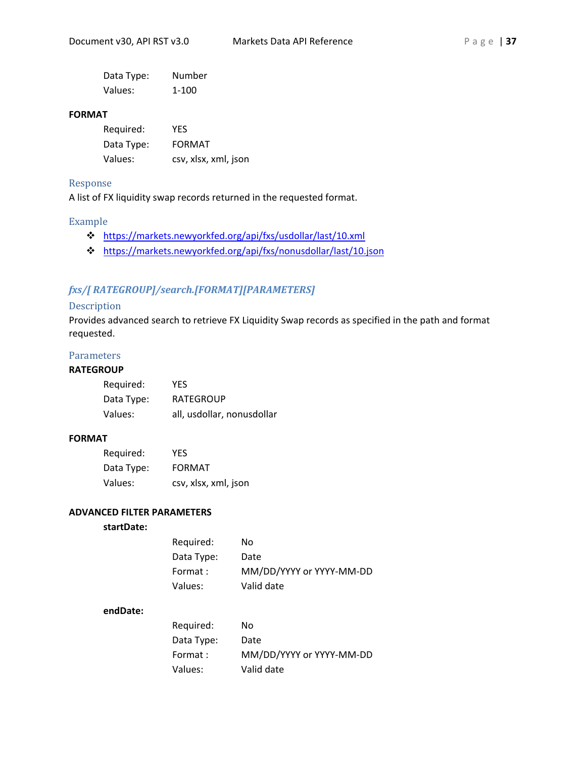Data Type: Number
Values: 1-100

**FORMAT**

Required: YES
Data Type: FORMAT
Values: csv, xlsx, xml, json

### Response

A list of FX liquidity swap records returned in the requested format.

### Example

- https://markets.newyorkfed.org/api/fxs/usdollar/last/10.xml
- https://markets.newyorkfed.org/api/fxs/nonusdollar/last/10.json

## *fxs/[ RATEGROUP]/search.[FORMAT][PARAMETERS]*

### Description

Provides advanced search to retrieve FX Liquidity Swap records as specified in the path and format requested.

### Parameters

**RATEGROUP**

Required: YES
Data Type: RATEGROUP
Values: all, usdollar, nonusdollar

**FORMAT**

Required: YES
Data Type: FORMAT
Values: csv, xlsx, xml, json

**ADVANCED FILTER PARAMETERS**

**startDate:**

Required: No
Data Type: Date
Format : MM/DD/YYYY or YYYY-MM-DD
Values: Valid date

**endDate:**

Required: No
Data Type: Date
Format : MM/DD/YYYY or YYYY-MM-DD
Values: Valid date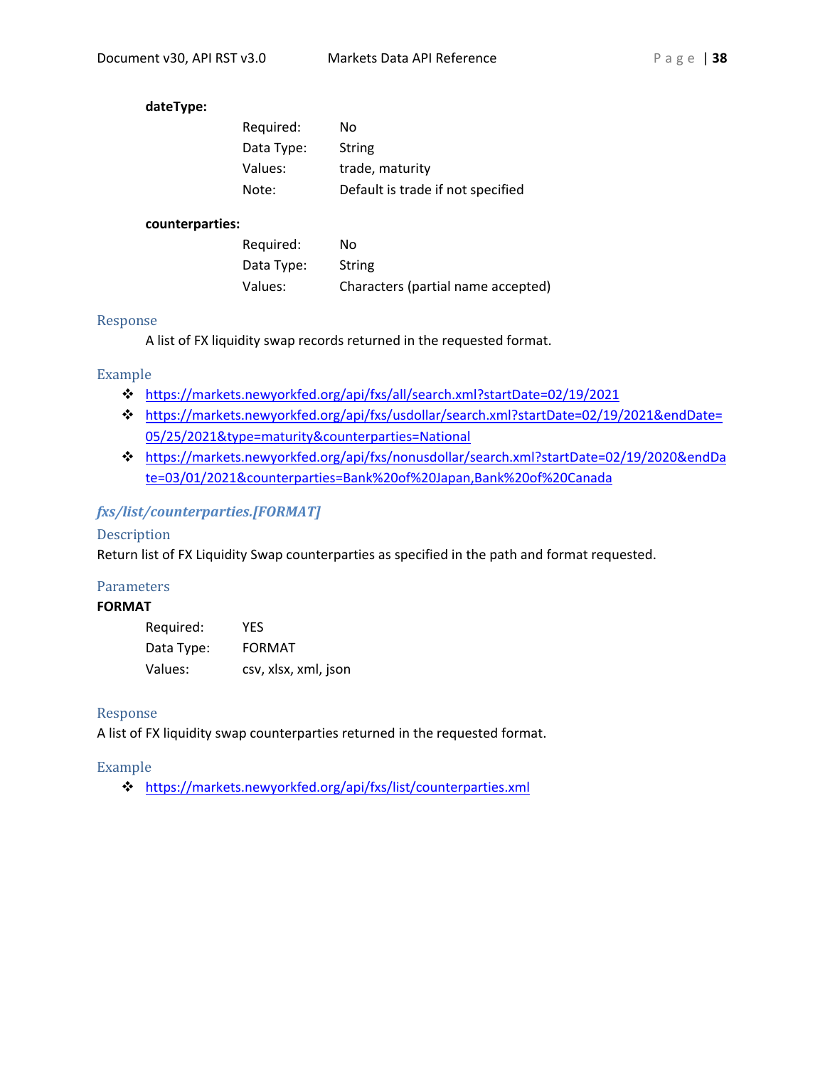**dateType:**

| | |
|---|---|
| Required: | No |
| Data Type: | String |
| Values: | trade, maturity |
| Note: | Default is trade if not specified |

**counterparties:**

| | |
|---|---|
| Required: | No |
| Data Type: | String |
| Values: | Characters (partial name accepted) |

### Response

A list of FX liquidity swap records returned in the requested format.

### Example

- https://markets.newyorkfed.org/api/fxs/all/search.xml?startDate=02/19/2021
- https://markets.newyorkfed.org/api/fxs/usdollar/search.xml?startDate=02/19/2021&endDate=05/25/2021&type=maturity&counterparties=National
- https://markets.newyorkfed.org/api/fxs/nonusdollar/search.xml?startDate=02/19/2020&endDate=03/01/2021&counterparties=Bank%20of%20Japan,Bank%20of%20Canada

## *fxs/list/counterparties.[FORMAT]*

### Description

Return list of FX Liquidity Swap counterparties as specified in the path and format requested.

### Parameters

**FORMAT**

| | |
|---|---|
| Required: | YES |
| Data Type: | FORMAT |
| Values: | csv, xlsx, xml, json |

### Response

A list of FX liquidity swap counterparties returned in the requested format.

### Example

- https://markets.newyorkfed.org/api/fxs/list/counterparties.xml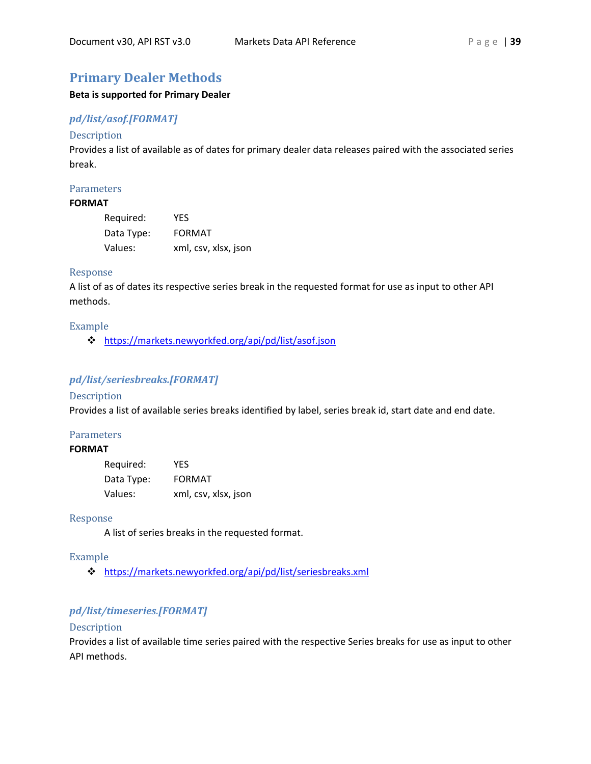# Primary Dealer Methods

**Beta is supported for Primary Dealer**

## *pd/list/asof.[FORMAT]*

### Description

Provides a list of available as of dates for primary dealer data releases paired with the associated series break.

### Parameters

**FORMAT**

Required: YES
Data Type: FORMAT
Values: xml, csv, xlsx, json

### Response

A list of as of dates its respective series break in the requested format for use as input to other API methods.

### Example

- https://markets.newyorkfed.org/api/pd/list/asof.json

## *pd/list/seriesbreaks.[FORMAT]*

### Description

Provides a list of available series breaks identified by label, series break id, start date and end date.

### Parameters

**FORMAT**

Required: YES
Data Type: FORMAT
Values: xml, csv, xlsx, json

### Response

A list of series breaks in the requested format.

### Example

- https://markets.newyorkfed.org/api/pd/list/seriesbreaks.xml

## *pd/list/timeseries.[FORMAT]*

### Description

Provides a list of available time series paired with the respective Series breaks for use as input to other API methods.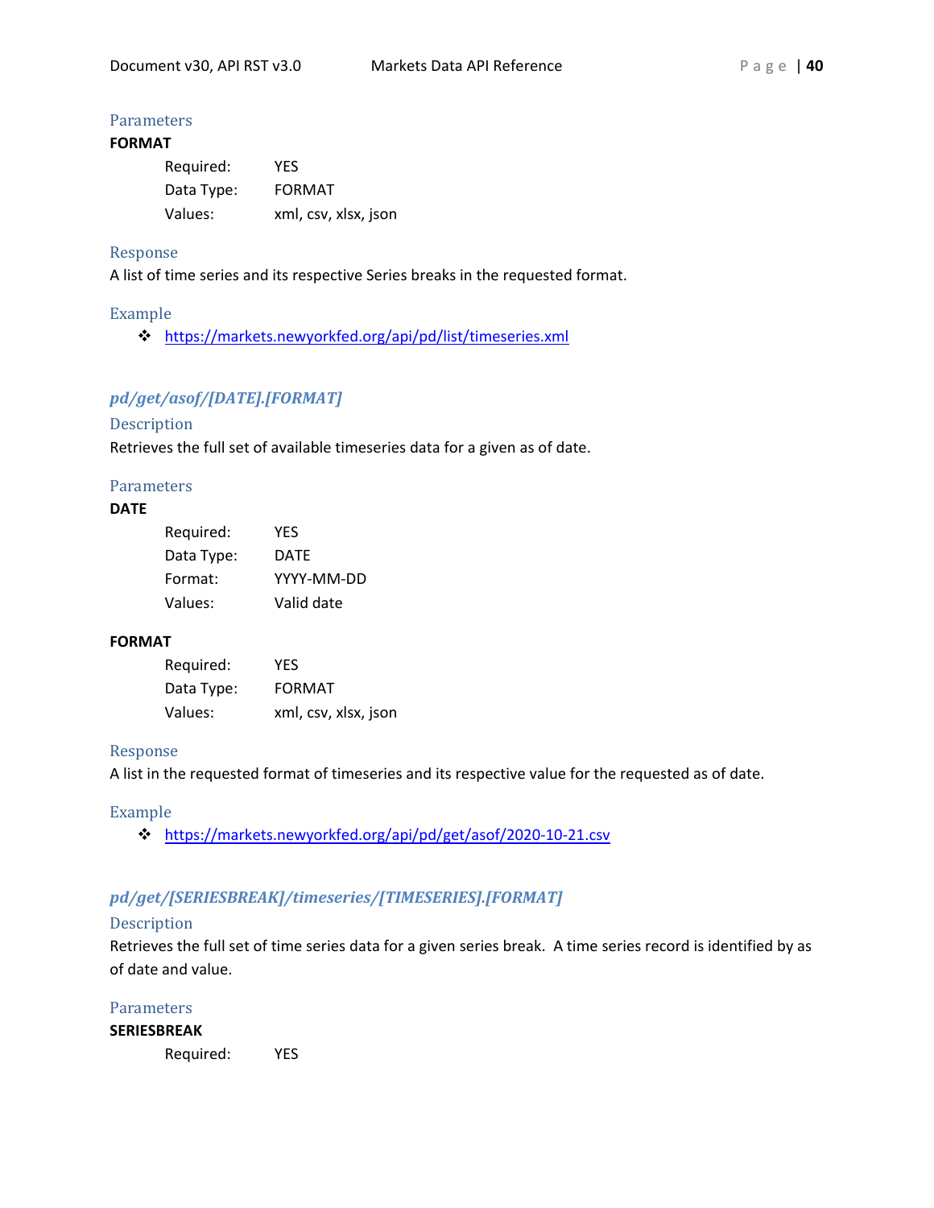#### Parameters

**FORMAT**

| | |
|---|---|
| Required: | YES |
| Data Type: | FORMAT |
| Values: | xml, csv, xlsx, json |

#### Response

A list of time series and its respective Series breaks in the requested format.

#### Example

- https://markets.newyorkfed.org/api/pd/list/timeseries.xml

### *pd/get/asof/[DATE].[FORMAT]*

#### Description

Retrieves the full set of available timeseries data for a given as of date.

#### Parameters

**DATE**

| | |
|---|---|
| Required: | YES |
| Data Type: | DATE |
| Format: | YYYY-MM-DD |
| Values: | Valid date |

**FORMAT**

| | |
|---|---|
| Required: | YES |
| Data Type: | FORMAT |
| Values: | xml, csv, xlsx, json |

#### Response

A list in the requested format of timeseries and its respective value for the requested as of date.

#### Example

- https://markets.newyorkfed.org/api/pd/get/asof/2020-10-21.csv

### *pd/get/[SERIESBREAK]/timeseries/[TIMESERIES].[FORMAT]*

#### Description

Retrieves the full set of time series data for a given series break. A time series record is identified by as of date and value.

#### Parameters

**SERIESBREAK**

| | |
|---|---|
| Required: | YES |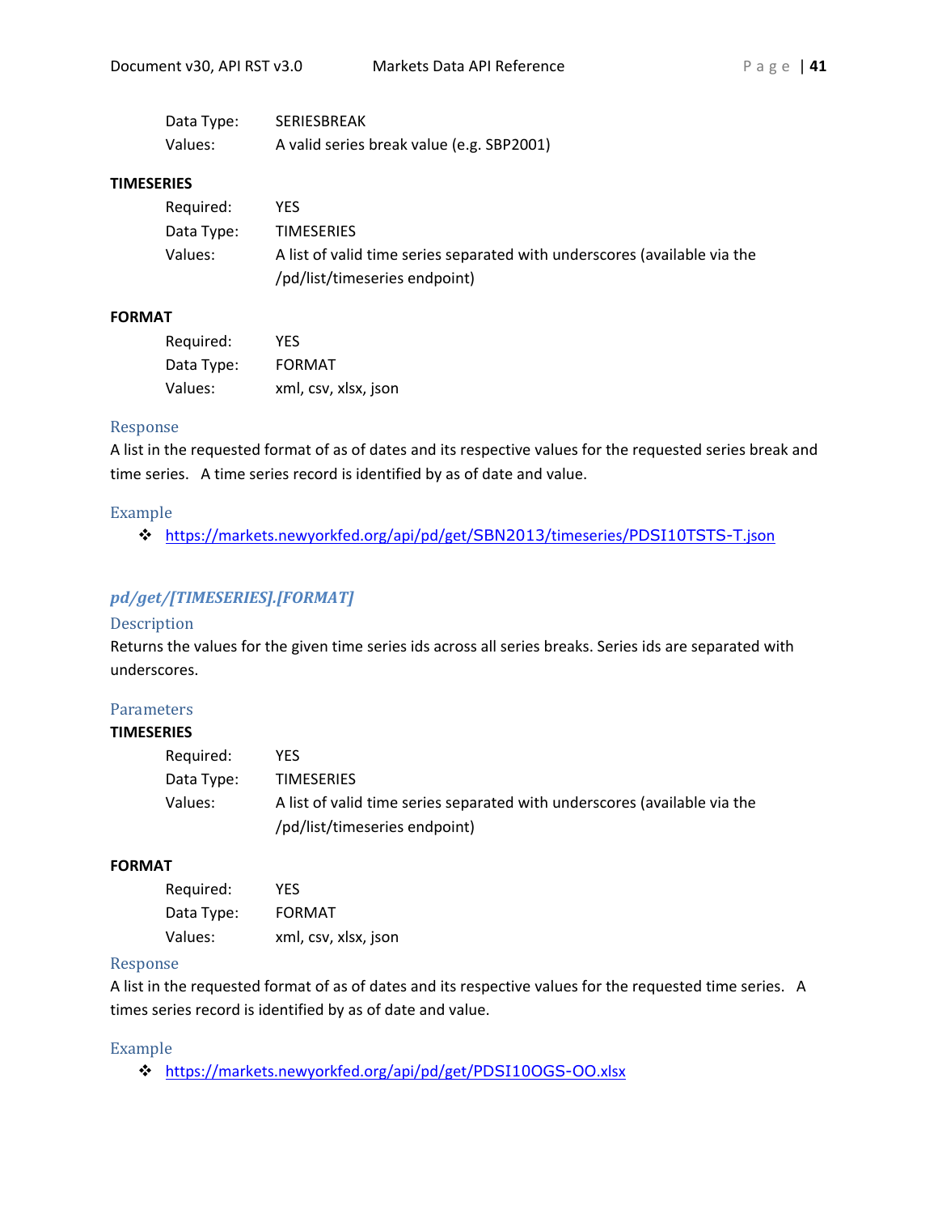Data Type: SERIESBREAK
Values: A valid series break value (e.g. SBP2001)

**TIMESERIES**

Required: YES
Data Type: TIMESERIES
Values: A list of valid time series separated with underscores (available via the /pd/list/timeseries endpoint)

**FORMAT**

Required: YES
Data Type: FORMAT
Values: xml, csv, xlsx, json

### Response

A list in the requested format of as of dates and its respective values for the requested series break and time series. A time series record is identified by as of date and value.

### Example

- https://markets.newyorkfed.org/api/pd/get/SBN2013/timeseries/PDSI10TSTS-T.json

## *pd/get/[TIMESERIES].[FORMAT]*

### Description

Returns the values for the given time series ids across all series breaks. Series ids are separated with underscores.

### Parameters

**TIMESERIES**

Required: YES
Data Type: TIMESERIES
Values: A list of valid time series separated with underscores (available via the /pd/list/timeseries endpoint)

**FORMAT**

Required: YES
Data Type: FORMAT
Values: xml, csv, xlsx, json

### Response

A list in the requested format of as of dates and its respective values for the requested time series. A times series record is identified by as of date and value.

### Example

- https://markets.newyorkfed.org/api/pd/get/PDSI10OGS-OO.xlsx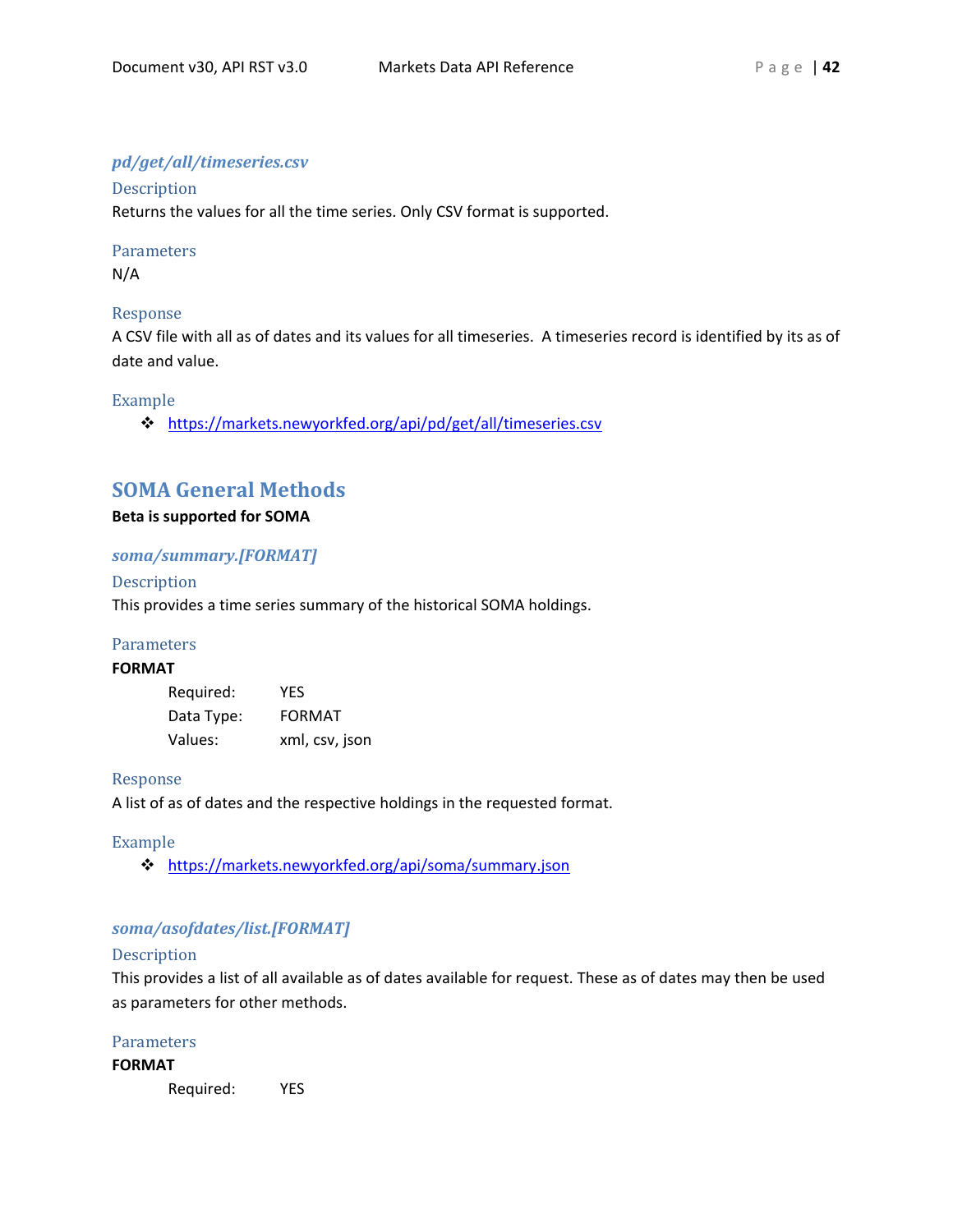### *pd/get/all/timeseries.csv*

#### Description

Returns the values for all the time series. Only CSV format is supported.

#### Parameters

N/A

#### Response

A CSV file with all as of dates and its values for all timeseries.  A timeseries record is identified by its as of date and value.

#### Example

- https://markets.newyorkfed.org/api/pd/get/all/timeseries.csv

## SOMA General Methods

**Beta is supported for SOMA**

### *soma/summary.[FORMAT]*

#### Description

This provides a time series summary of the historical SOMA holdings.

#### Parameters

**FORMAT**

| | |
|---|---|
| Required: | YES |
| Data Type: | FORMAT |
| Values: | xml, csv, json |

#### Response

A list of as of dates and the respective holdings in the requested format.

#### Example

- https://markets.newyorkfed.org/api/soma/summary.json

### *soma/asofdates/list.[FORMAT]*

#### Description

This provides a list of all available as of dates available for request. These as of dates may then be used as parameters for other methods.

#### Parameters

**FORMAT**

| | |
|---|---|
| Required: | YES |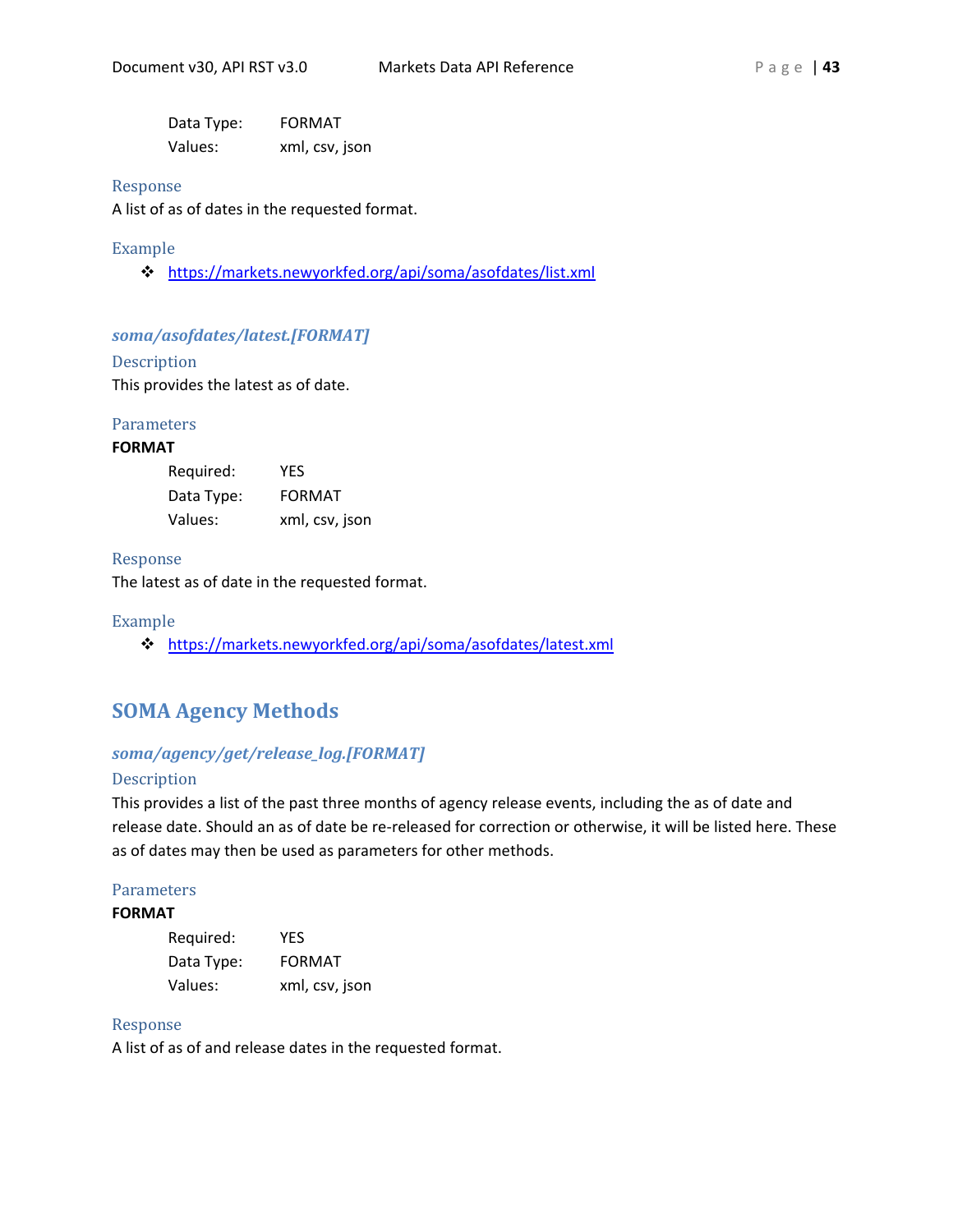Data Type: FORMAT

Values: xml, csv, json

#### Response

A list of as of dates in the requested format.

#### Example

- https://markets.newyorkfed.org/api/soma/asofdates/list.xml

### *soma/asofdates/latest.[FORMAT]*

#### Description

This provides the latest as of date.

#### Parameters

**FORMAT**

Required: YES

Data Type: FORMAT

Values: xml, csv, json

#### Response

The latest as of date in the requested format.

#### Example

- https://markets.newyorkfed.org/api/soma/asofdates/latest.xml

## SOMA Agency Methods

### *soma/agency/get/release_log.[FORMAT]*

#### Description

This provides a list of the past three months of agency release events, including the as of date and release date. Should an as of date be re-released for correction or otherwise, it will be listed here. These as of dates may then be used as parameters for other methods.

#### Parameters

**FORMAT**

Required: YES

Data Type: FORMAT

Values: xml, csv, json

#### Response

A list of as of and release dates in the requested format.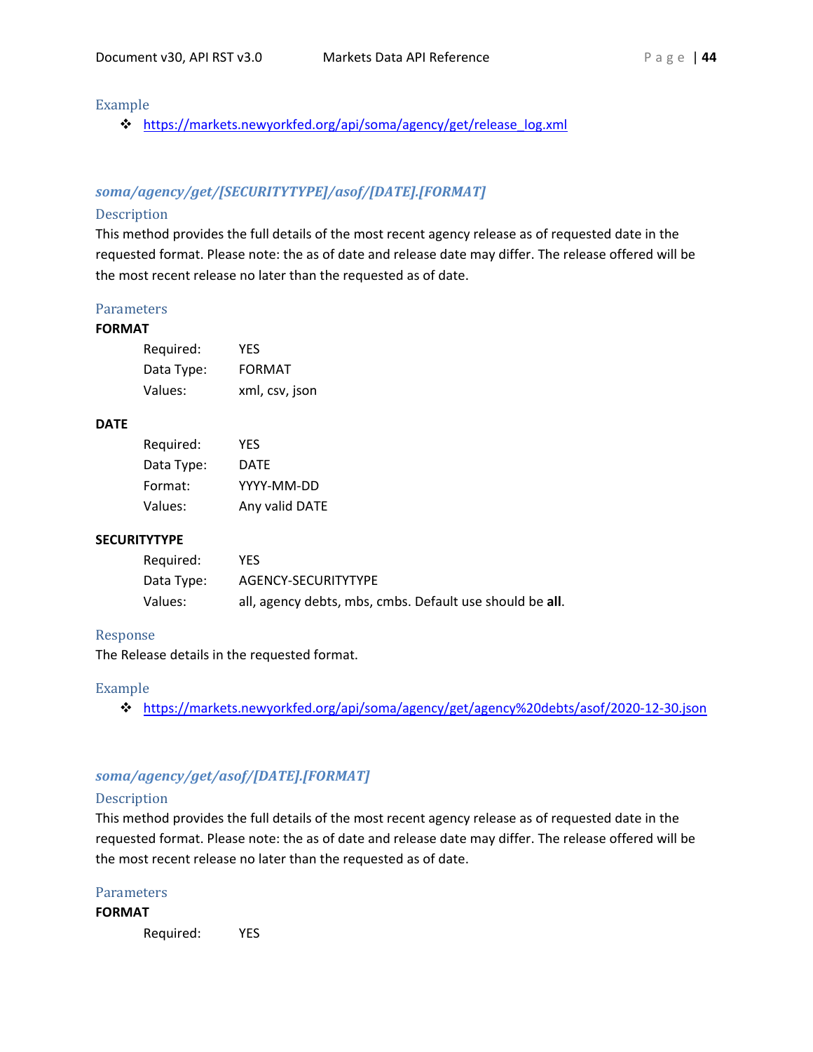### Example

- https://markets.newyorkfed.org/api/soma/agency/get/release_log.xml

## *soma/agency/get/[SECURITYTYPE]/asof/[DATE].[FORMAT]*

### Description

This method provides the full details of the most recent agency release as of requested date in the requested format. Please note: the as of date and release date may differ. The release offered will be the most recent release no later than the requested as of date.

### Parameters

**FORMAT**

Required: YES
Data Type: FORMAT
Values: xml, csv, json

**DATE**

Required: YES
Data Type: DATE
Format: YYYY-MM-DD
Values: Any valid DATE

**SECURITYTYPE**

Required: YES
Data Type: AGENCY-SECURITYTYPE
Values: all, agency debts, mbs, cmbs. Default use should be **all**.

### Response

The Release details in the requested format.

### Example

- https://markets.newyorkfed.org/api/soma/agency/get/agency%20debts/asof/2020-12-30.json

## *soma/agency/get/asof/[DATE].[FORMAT]*

### Description

This method provides the full details of the most recent agency release as of requested date in the requested format. Please note: the as of date and release date may differ. The release offered will be the most recent release no later than the requested as of date.

### Parameters

**FORMAT**

Required: YES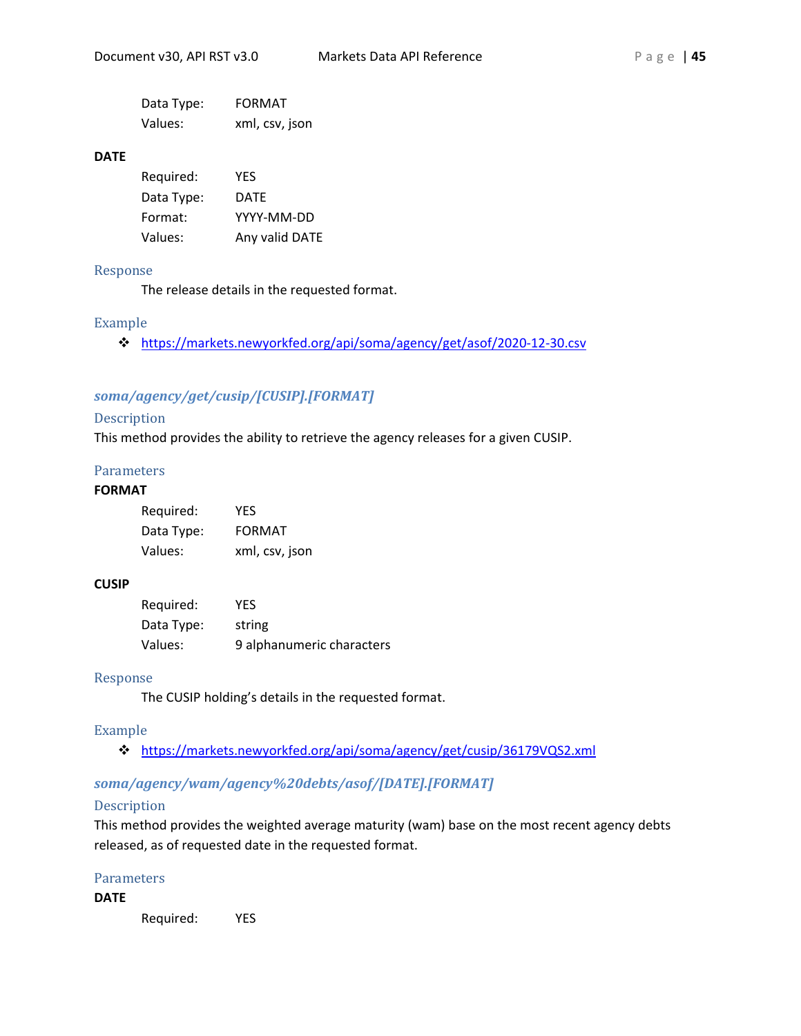Data Type: FORMAT
Values: xml, csv, json

**DATE**

Required: YES
Data Type: DATE
Format: YYYY-MM-DD
Values: Any valid DATE

### Response

The release details in the requested format.

### Example

- https://markets.newyorkfed.org/api/soma/agency/get/asof/2020-12-30.csv

## *soma/agency/get/cusip/[CUSIP].[FORMAT]*

### Description

This method provides the ability to retrieve the agency releases for a given CUSIP.

### Parameters

**FORMAT**

Required: YES
Data Type: FORMAT
Values: xml, csv, json

**CUSIP**

Required: YES
Data Type: string
Values: 9 alphanumeric characters

### Response

The CUSIP holding's details in the requested format.

### Example

- https://markets.newyorkfed.org/api/soma/agency/get/cusip/36179VQS2.xml

## *soma/agency/wam/agency%20debts/asof/[DATE].[FORMAT]*

### Description

This method provides the weighted average maturity (wam) base on the most recent agency debts released, as of requested date in the requested format.

### Parameters

**DATE**

Required: YES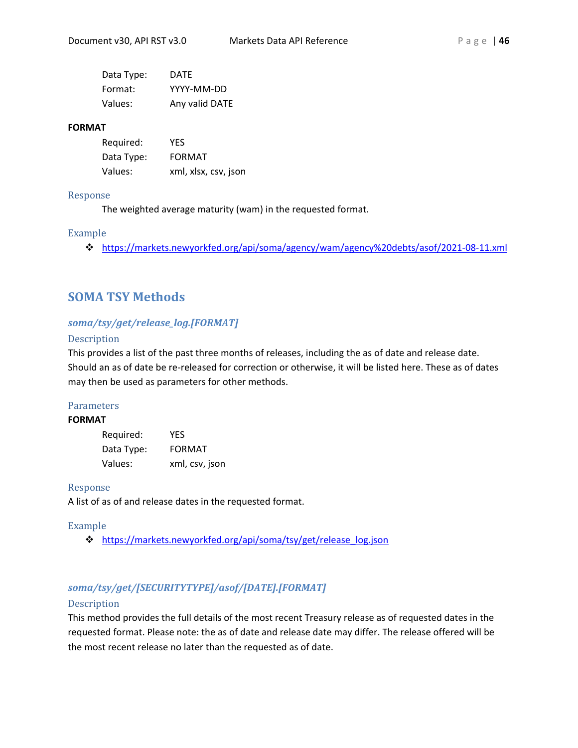Data Type: DATE
Format: YYYY-MM-DD
Values: Any valid DATE

**FORMAT**

Required: YES
Data Type: FORMAT
Values: xml, xlsx, csv, json

#### Response

The weighted average maturity (wam) in the requested format.

#### Example

- https://markets.newyorkfed.org/api/soma/agency/wam/agency%20debts/asof/2021-08-11.xml

## SOMA TSY Methods

### *soma/tsy/get/release_log.[FORMAT]*

#### Description

This provides a list of the past three months of releases, including the as of date and release date. Should an as of date be re-released for correction or otherwise, it will be listed here. These as of dates may then be used as parameters for other methods.

#### Parameters

**FORMAT**

Required: YES
Data Type: FORMAT
Values: xml, csv, json

#### Response

A list of as of and release dates in the requested format.

#### Example

- https://markets.newyorkfed.org/api/soma/tsy/get/release_log.json

### *soma/tsy/get/[SECURITYTYPE]/asof/[DATE].[FORMAT]*

#### Description

This method provides the full details of the most recent Treasury release as of requested dates in the requested format. Please note: the as of date and release date may differ. The release offered will be the most recent release no later than the requested as of date.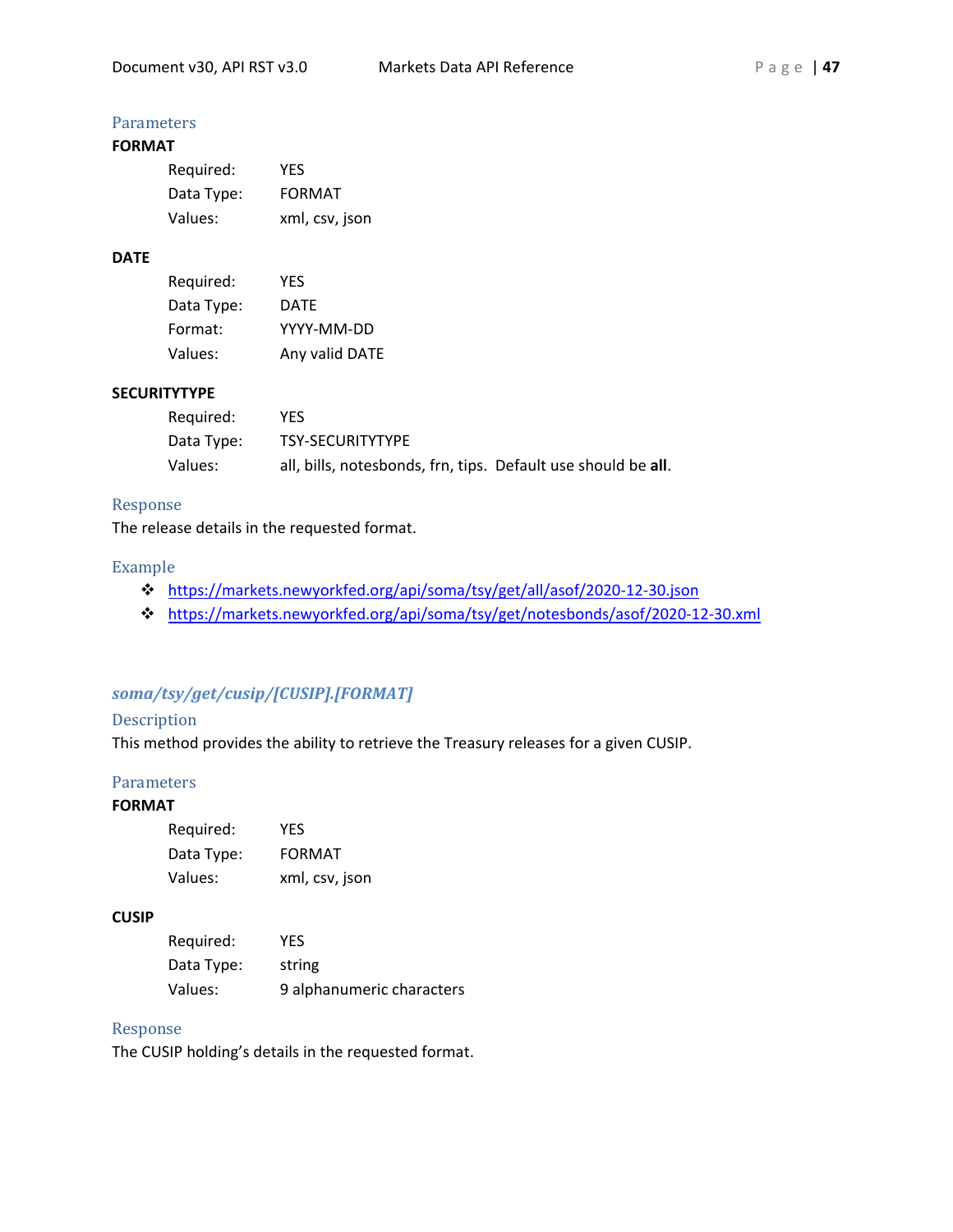### Parameters

**FORMAT**

- Required: YES
- Data Type: FORMAT
- Values: xml, csv, json

**DATE**

- Required: YES
- Data Type: DATE
- Format: YYYY-MM-DD
- Values: Any valid DATE

**SECURITYTYPE**

- Required: YES
- Data Type: TSY-SECURITYTYPE
- Values: all, bills, notesbonds, frn, tips. Default use should be **all**.

### Response

The release details in the requested format.

### Example

- https://markets.newyorkfed.org/api/soma/tsy/get/all/asof/2020-12-30.json
- https://markets.newyorkfed.org/api/soma/tsy/get/notesbonds/asof/2020-12-30.xml

## *soma/tsy/get/cusip/[CUSIP].[FORMAT]*

### Description

This method provides the ability to retrieve the Treasury releases for a given CUSIP.

### Parameters

**FORMAT**

- Required: YES
- Data Type: FORMAT
- Values: xml, csv, json

**CUSIP**

- Required: YES
- Data Type: string
- Values: 9 alphanumeric characters

### Response

The CUSIP holding's details in the requested format.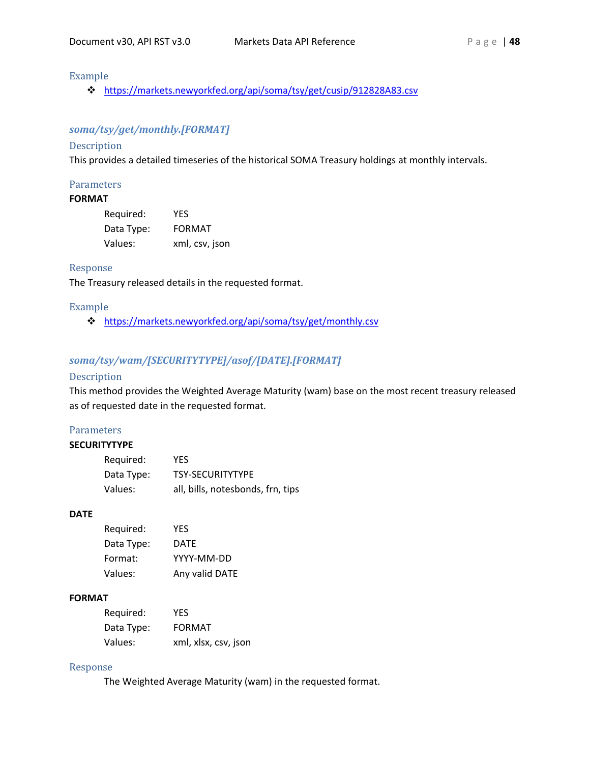### Example

- https://markets.newyorkfed.org/api/soma/tsy/get/cusip/912828A83.csv

## *soma/tsy/get/monthly.[FORMAT]*

### Description

This provides a detailed timeseries of the historical SOMA Treasury holdings at monthly intervals.

### Parameters

**FORMAT**

| | |
|---|---|
| Required: | YES |
| Data Type: | FORMAT |
| Values: | xml, csv, json |

### Response

The Treasury released details in the requested format.

### Example

- https://markets.newyorkfed.org/api/soma/tsy/get/monthly.csv

## *soma/tsy/wam/[SECURITYTYPE]/asof/[DATE].[FORMAT]*

### Description

This method provides the Weighted Average Maturity (wam) base on the most recent treasury released as of requested date in the requested format.

### Parameters

**SECURITYTYPE**

| | |
|---|---|
| Required: | YES |
| Data Type: | TSY-SECURITYTYPE |
| Values: | all, bills, notesbonds, frn, tips |

**DATE**

| | |
|---|---|
| Required: | YES |
| Data Type: | DATE |
| Format: | YYYY-MM-DD |
| Values: | Any valid DATE |

**FORMAT**

| | |
|---|---|
| Required: | YES |
| Data Type: | FORMAT |
| Values: | xml, xlsx, csv, json |

### Response

The Weighted Average Maturity (wam) in the requested format.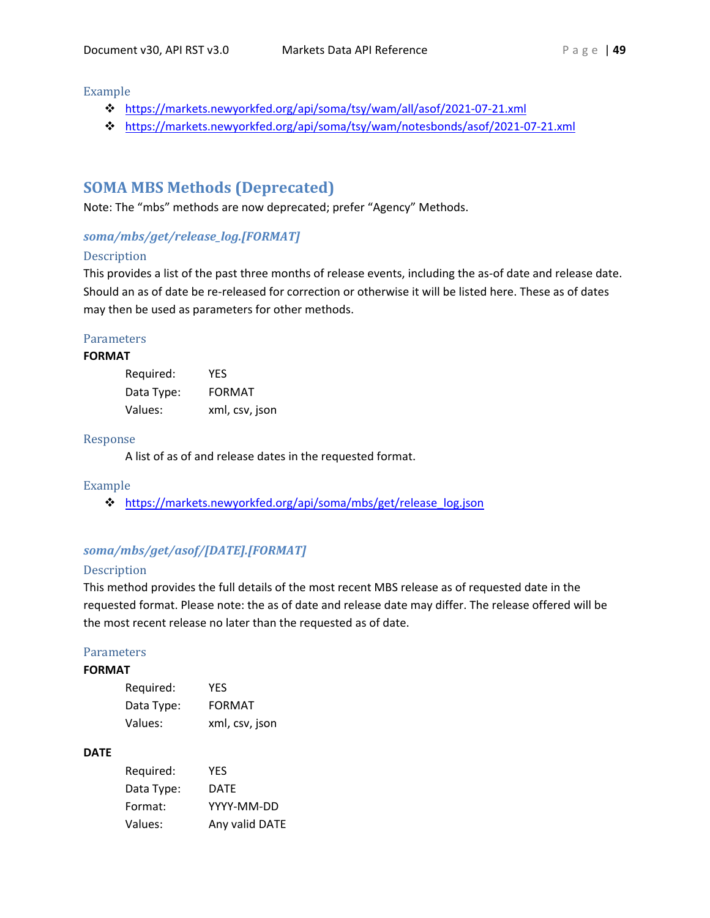### Example

- https://markets.newyorkfed.org/api/soma/tsy/wam/all/asof/2021-07-21.xml
- https://markets.newyorkfed.org/api/soma/tsy/wam/notesbonds/asof/2021-07-21.xml

## SOMA MBS Methods (Deprecated)

Note: The "mbs" methods are now deprecated; prefer "Agency" Methods.

### *soma/mbs/get/release_log.[FORMAT]*

#### Description

This provides a list of the past three months of release events, including the as-of date and release date. Should an as of date be re-released for correction or otherwise it will be listed here. These as of dates may then be used as parameters for other methods.

#### Parameters

**FORMAT**

Required: YES
Data Type: FORMAT
Values: xml, csv, json

#### Response

A list of as of and release dates in the requested format.

#### Example

- https://markets.newyorkfed.org/api/soma/mbs/get/release_log.json

### *soma/mbs/get/asof/[DATE].[FORMAT]*

#### Description

This method provides the full details of the most recent MBS release as of requested date in the requested format. Please note: the as of date and release date may differ. The release offered will be the most recent release no later than the requested as of date.

#### Parameters

**FORMAT**

Required: YES
Data Type: FORMAT
Values: xml, csv, json

**DATE**

Required: YES
Data Type: DATE
Format: YYYY-MM-DD
Values: Any valid DATE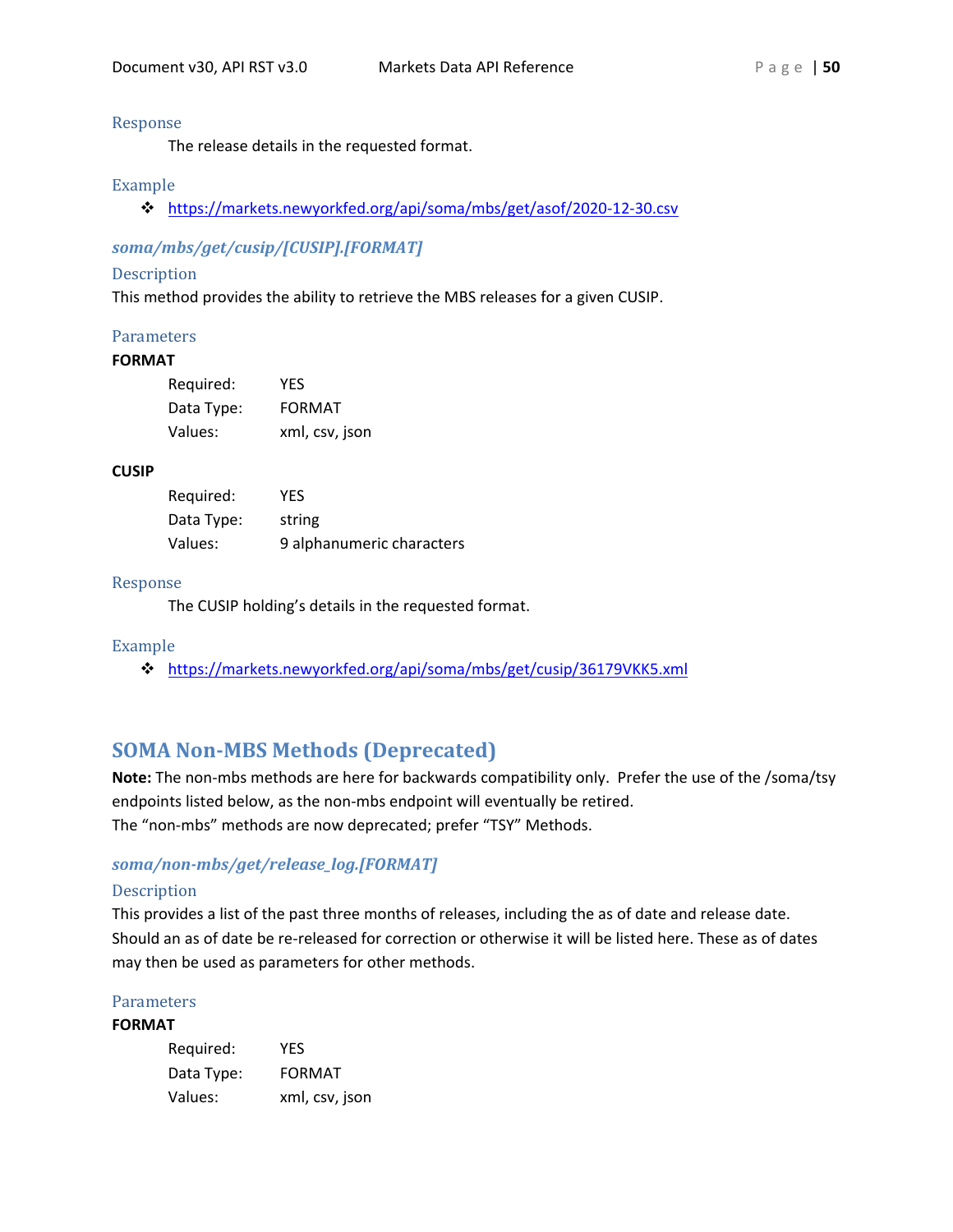### Response

The release details in the requested format.

### Example

- https://markets.newyorkfed.org/api/soma/mbs/get/asof/2020-12-30.csv

### *soma/mbs/get/cusip/[CUSIP].[FORMAT]*

#### Description

This method provides the ability to retrieve the MBS releases for a given CUSIP.

#### Parameters

**FORMAT**

| | |
|---|---|
| Required: | YES |
| Data Type: | FORMAT |
| Values: | xml, csv, json |

**CUSIP**

| | |
|---|---|
| Required: | YES |
| Data Type: | string |
| Values: | 9 alphanumeric characters |

#### Response

The CUSIP holding's details in the requested format.

#### Example

- https://markets.newyorkfed.org/api/soma/mbs/get/cusip/36179VKK5.xml

## SOMA Non-MBS Methods (Deprecated)

**Note:** The non-mbs methods are here for backwards compatibility only. Prefer the use of the /soma/tsy endpoints listed below, as the non-mbs endpoint will eventually be retired.
The "non-mbs" methods are now deprecated; prefer "TSY" Methods.

### *soma/non-mbs/get/release_log.[FORMAT]*

#### Description

This provides a list of the past three months of releases, including the as of date and release date. Should an as of date be re-released for correction or otherwise it will be listed here. These as of dates may then be used as parameters for other methods.

#### Parameters

**FORMAT**

| | |
|---|---|
| Required: | YES |
| Data Type: | FORMAT |
| Values: | xml, csv, json |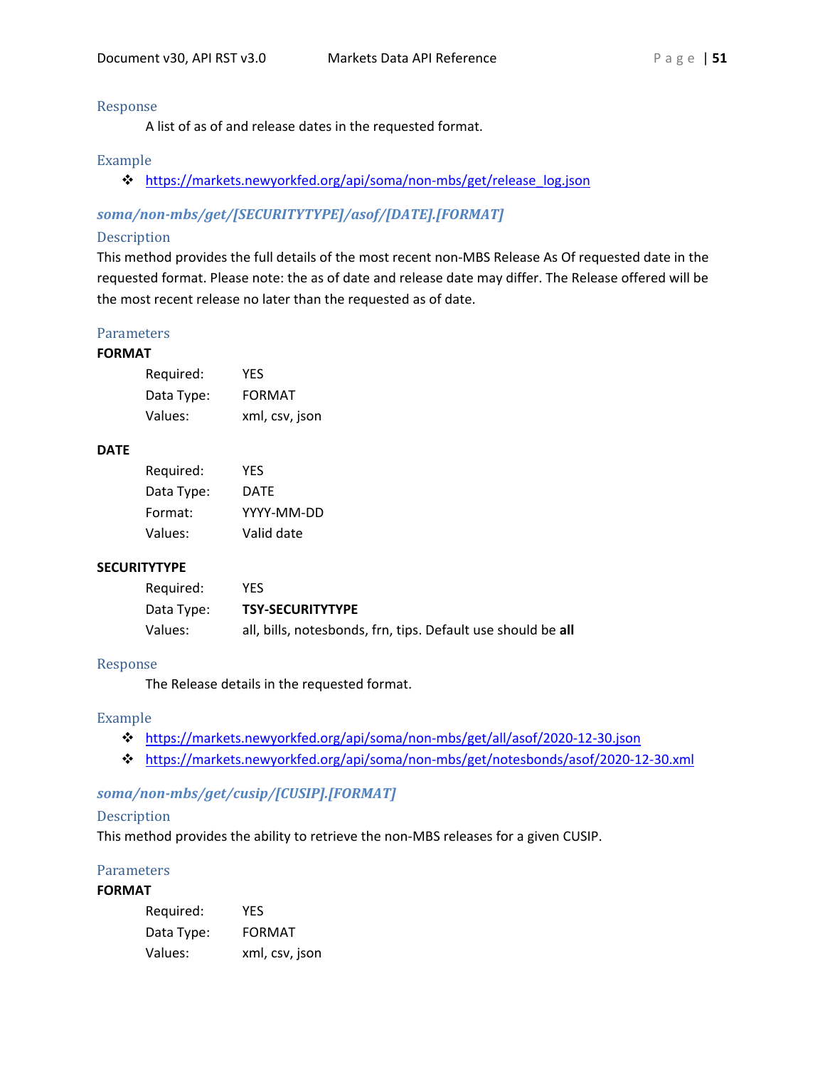#### Response

A list of as of and release dates in the requested format.

#### Example

- https://markets.newyorkfed.org/api/soma/non-mbs/get/release_log.json

### *soma/non-mbs/get/[SECURITYTYPE]/asof/[DATE].[FORMAT]*

#### Description

This method provides the full details of the most recent non-MBS Release As Of requested date in the requested format. Please note: the as of date and release date may differ. The Release offered will be the most recent release no later than the requested as of date.

#### Parameters

**FORMAT**

Required: YES
Data Type: FORMAT
Values: xml, csv, json

**DATE**

Required: YES
Data Type: DATE
Format: YYYY-MM-DD
Values: Valid date

**SECURITYTYPE**

Required: YES
Data Type: **TSY-SECURITYTYPE**
Values: all, bills, notesbonds, frn, tips. Default use should be **all**

#### Response

The Release details in the requested format.

#### Example

- https://markets.newyorkfed.org/api/soma/non-mbs/get/all/asof/2020-12-30.json
- https://markets.newyorkfed.org/api/soma/non-mbs/get/notesbonds/asof/2020-12-30.xml

### *soma/non-mbs/get/cusip/[CUSIP].[FORMAT]*

#### Description

This method provides the ability to retrieve the non-MBS releases for a given CUSIP.

#### Parameters

**FORMAT**

Required: YES
Data Type: FORMAT
Values: xml, csv, json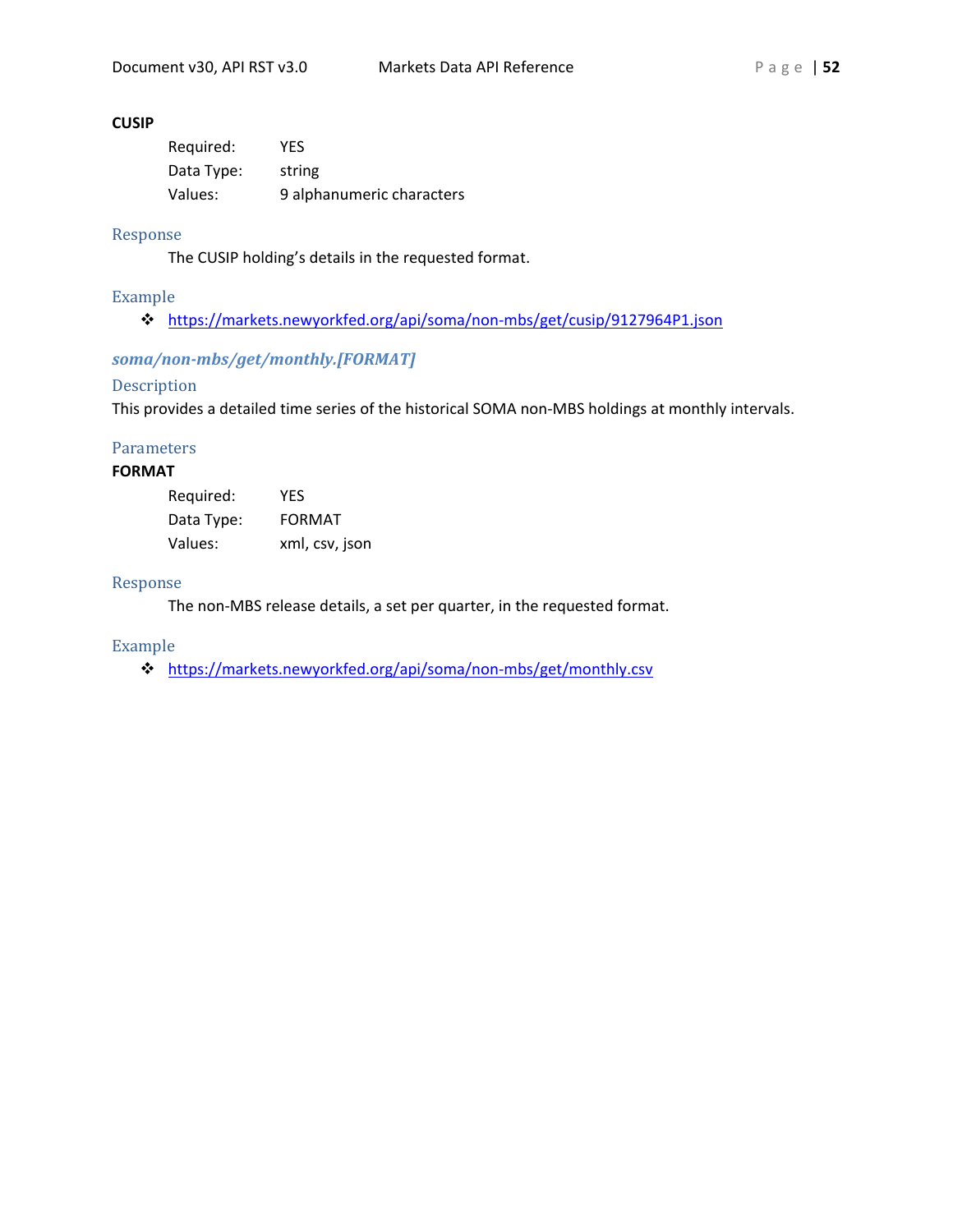**CUSIP**

Required: YES
Data Type: string
Values: 9 alphanumeric characters

#### Response

The CUSIP holding's details in the requested format.

#### Example

- https://markets.newyorkfed.org/api/soma/non-mbs/get/cusip/9127964P1.json

### *soma/non-mbs/get/monthly.[FORMAT]*

#### Description

This provides a detailed time series of the historical SOMA non-MBS holdings at monthly intervals.

#### Parameters

**FORMAT**

Required: YES
Data Type: FORMAT
Values: xml, csv, json

#### Response

The non-MBS release details, a set per quarter, in the requested format.

#### Example

- https://markets.newyorkfed.org/api/soma/non-mbs/get/monthly.csv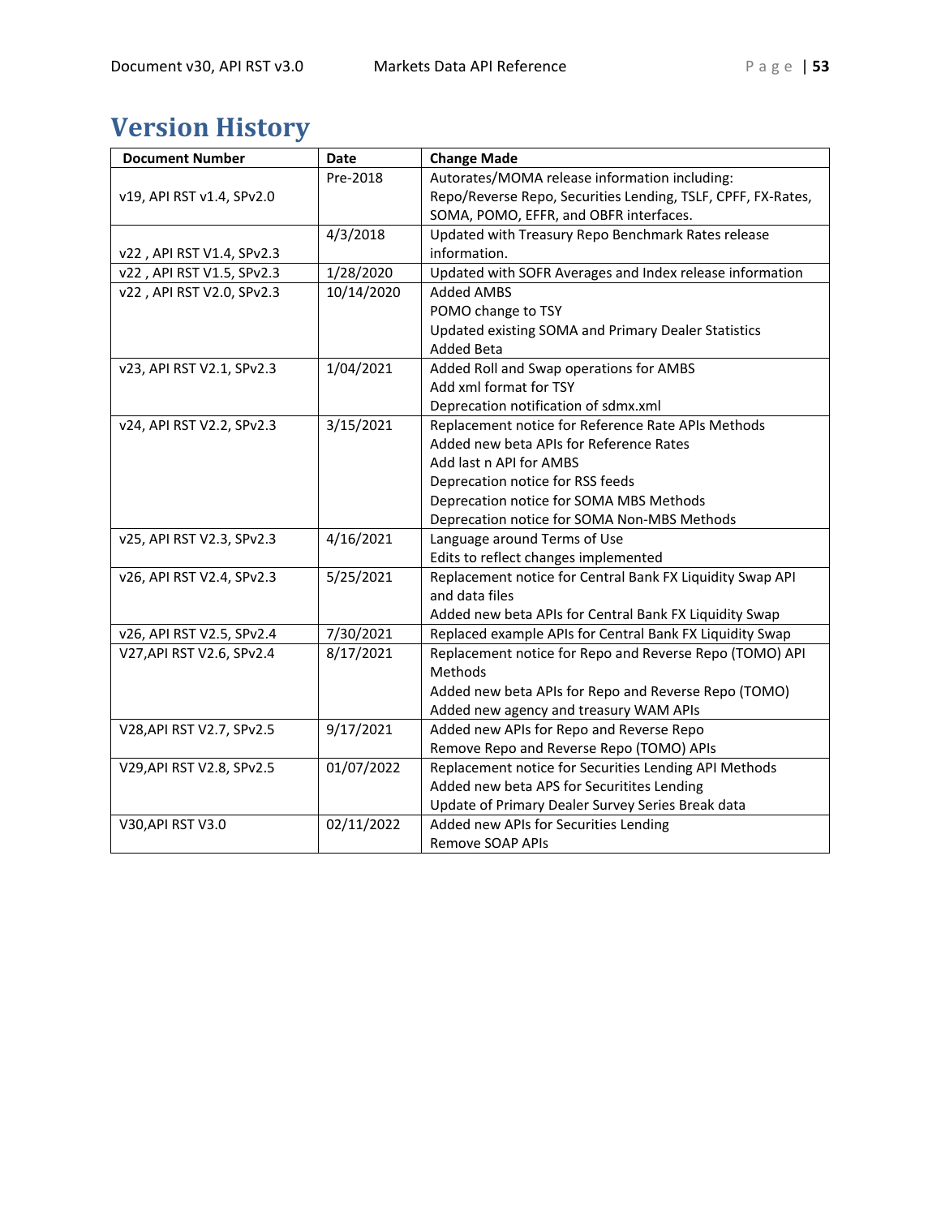# Version History

| Document Number | Date | Change Made |
|---|---|---|
| v19, API RST v1.4, SPv2.0 | Pre-2018 | Autorates/MOMA release information including: Repo/Reverse Repo, Securities Lending, TSLF, CPFF, FX-Rates, SOMA, POMO, EFFR, and OBFR interfaces. |
| v22 , API RST V1.4, SPv2.3 | 4/3/2018 | Updated with Treasury Repo Benchmark Rates release information. |
| v22 , API RST V1.5, SPv2.3 | 1/28/2020 | Updated with SOFR Averages and Index release information |
| v22 , API RST V2.0, SPv2.3 | 10/14/2020 | Added AMBS<br>POMO change to TSY<br>Updated existing SOMA and Primary Dealer Statistics<br>Added Beta |
| v23, API RST V2.1, SPv2.3 | 1/04/2021 | Added Roll and Swap operations for AMBS<br>Add xml format for TSY<br>Deprecation notification of sdmx.xml |
| v24, API RST V2.2, SPv2.3 | 3/15/2021 | Replacement notice for Reference Rate APIs Methods<br>Added new beta APIs for Reference Rates<br>Add last n API for AMBS<br>Deprecation notice for RSS feeds<br>Deprecation notice for SOMA MBS Methods<br>Deprecation notice for SOMA Non-MBS Methods |
| v25, API RST V2.3, SPv2.3 | 4/16/2021 | Language around Terms of Use<br>Edits to reflect changes implemented |
| v26, API RST V2.4, SPv2.3 | 5/25/2021 | Replacement notice for Central Bank FX Liquidity Swap API and data files<br>Added new beta APIs for Central Bank FX Liquidity Swap |
| v26, API RST V2.5, SPv2.4 | 7/30/2021 | Replaced example APIs for Central Bank FX Liquidity Swap |
| V27,API RST V2.6, SPv2.4 | 8/17/2021 | Replacement notice for Repo and Reverse Repo (TOMO) API Methods<br>Added new beta APIs for Repo and Reverse Repo (TOMO)<br>Added new agency and treasury WAM APIs |
| V28,API RST V2.7, SPv2.5 | 9/17/2021 | Added new APIs for Repo and Reverse Repo<br>Remove Repo and Reverse Repo (TOMO) APIs |
| V29,API RST V2.8, SPv2.5 | 01/07/2022 | Replacement notice for Securities Lending API Methods<br>Added new beta APS for Securitites Lending<br>Update of Primary Dealer Survey Series Break data |
| V30,API RST V3.0 | 02/11/2022 | Added new APIs for Securities Lending<br>Remove SOAP APIs |